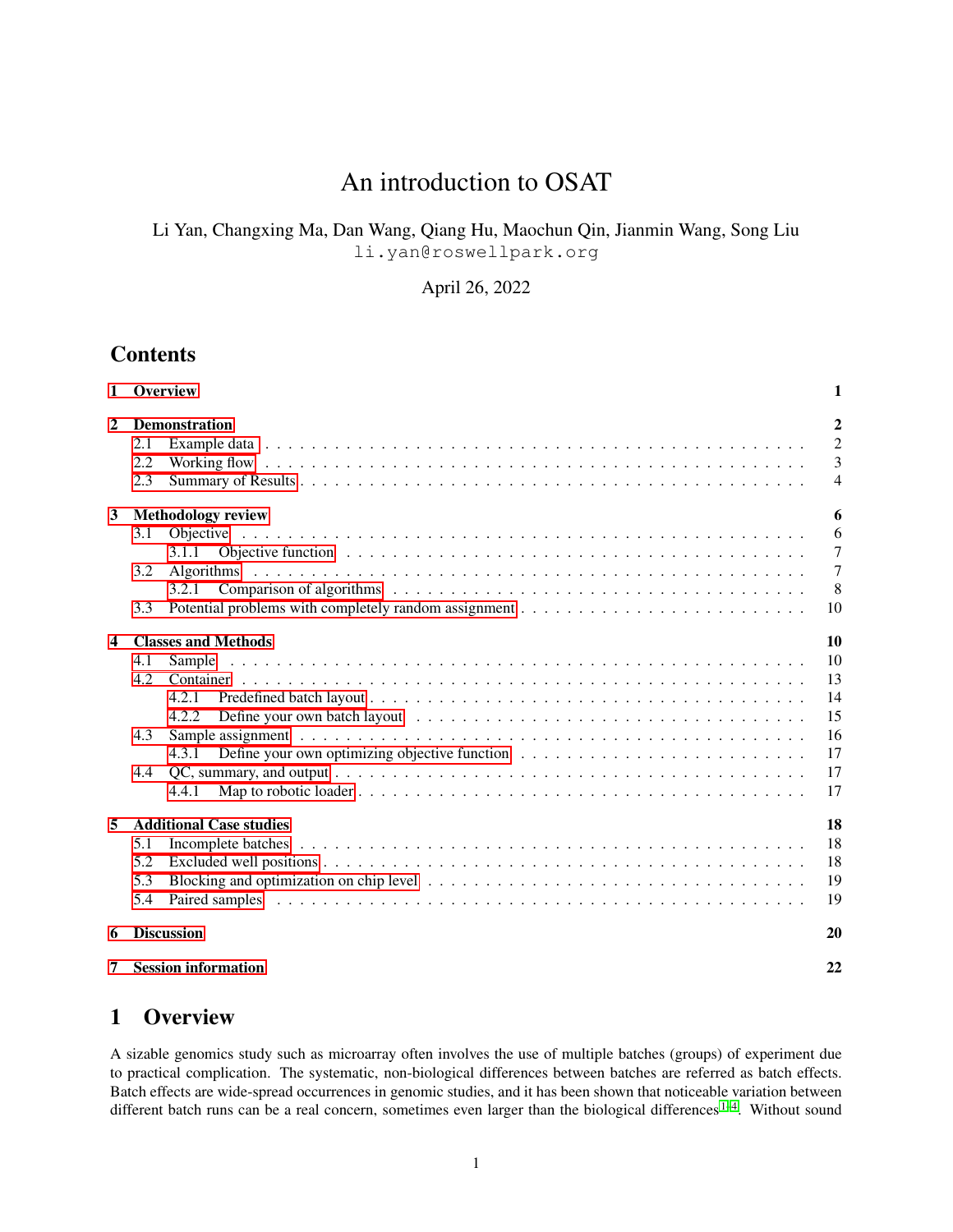# An introduction to OSAT

Li Yan, Changxing Ma, Dan Wang, Qiang Hu, Maochun Qin, Jianmin Wang, Song Liu
li.yan@roswellpark.org

April 26, 2022

## Contents

| | |
|---|---|
| **1 Overview** | **1** |
| **2 Demonstration** | **2** |
| 2.1 Example data | 2 |
| 2.2 Working flow | 3 |
| 2.3 Summary of Results | 4 |
| **3 Methodology review** | **6** |
| 3.1 Objective | 6 |
| 3.1.1 Objective function | 7 |
| 3.2 Algorithms | 7 |
| 3.2.1 Comparison of algorithms | 8 |
| 3.3 Potential problems with completely random assignment | 10 |
| **4 Classes and Methods** | **10** |
| 4.1 Sample | 10 |
| 4.2 Container | 13 |
| 4.2.1 Predefined batch layout | 14 |
| 4.2.2 Define your own batch layout | 15 |
| 4.3 Sample assignment | 16 |
| 4.3.1 Define your own optimizing objective function | 17 |
| 4.4 QC, summary, and output | 17 |
| 4.4.1 Map to robotic loader | 17 |
| **5 Additional Case studies** | **18** |
| 5.1 Incomplete batches | 18 |
| 5.2 Excluded well positions | 18 |
| 5.3 Blocking and optimization on chip level | 19 |
| 5.4 Paired samples | 19 |
| **6 Discussion** | **20** |
| **7 Session information** | **22** |

## 1 Overview

A sizable genomics study such as microarray often involves the use of multiple batches (groups) of experiment due to practical complication. The systematic, non-biological differences between batches are referred as batch effects. Batch effects are wide-spread occurrences in genomic studies, and it has been shown that noticeable variation between different batch runs can be a real concern, sometimes even larger than the biological differences [1,4]. Without sound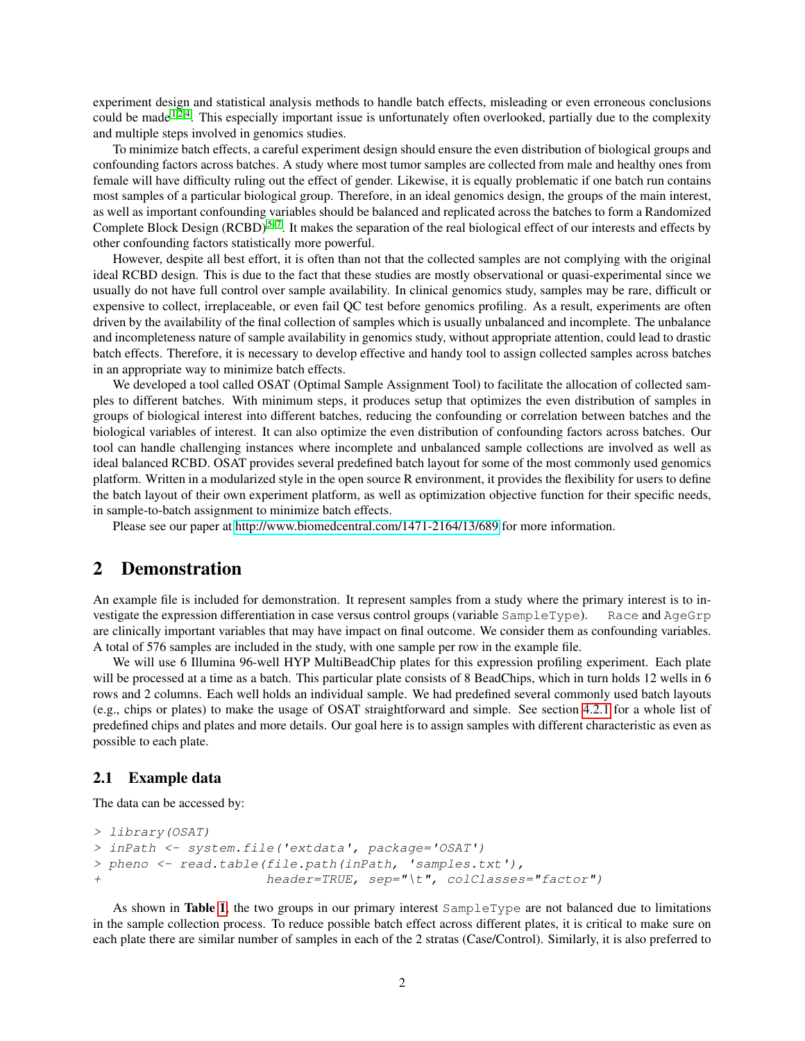experiment design and statistical analysis methods to handle batch effects, misleading or even erroneous conclusions could be made[1,2,4]. This especially important issue is unfortunately often overlooked, partially due to the complexity and multiple steps involved in genomics studies.

To minimize batch effects, a careful experiment design should ensure the even distribution of biological groups and confounding factors across batches. A study where most tumor samples are collected from male and healthy ones from female will have difficulty ruling out the effect of gender. Likewise, it is equally problematic if one batch run contains most samples of a particular biological group. Therefore, in an ideal genomics design, the groups of the main interest, as well as important confounding variables should be balanced and replicated across the batches to form a Randomized Complete Block Design (RCBD)[5,7]. It makes the separation of the real biological effect of our interests and effects by other confounding factors statistically more powerful.

However, despite all best effort, it is often than not that the collected samples are not complying with the original ideal RCBD design. This is due to the fact that these studies are mostly observational or quasi-experimental since we usually do not have full control over sample availability. In clinical genomics study, samples may be rare, difficult or expensive to collect, irreplaceable, or even fail QC test before genomics profiling. As a result, experiments are often driven by the availability of the final collection of samples which is usually unbalanced and incomplete. The unbalance and incompleteness nature of sample availability in genomics study, without appropriate attention, could lead to drastic batch effects. Therefore, it is necessary to develop effective and handy tool to assign collected samples across batches in an appropriate way to minimize batch effects.

We developed a tool called OSAT (Optimal Sample Assignment Tool) to facilitate the allocation of collected samples to different batches. With minimum steps, it produces setup that optimizes the even distribution of samples in groups of biological interest into different batches, reducing the confounding or correlation between batches and the biological variables of interest. It can also optimize the even distribution of confounding factors across batches. Our tool can handle challenging instances where incomplete and unbalanced sample collections are involved as well as ideal balanced RCBD. OSAT provides several predefined batch layout for some of the most commonly used genomics platform. Written in a modularized style in the open source R environment, it provides the flexibility for users to define the batch layout of their own experiment platform, as well as optimization objective function for their specific needs, in sample-to-batch assignment to minimize batch effects.

Please see our paper at http://www.biomedcentral.com/1471-2164/13/689 for more information.

## 2 Demonstration

An example file is included for demonstration. It represent samples from a study where the primary interest is to investigate the expression differentiation in case versus control groups (variable `SampleType`). `Race` and `AgeGrp` are clinically important variables that may have impact on final outcome. We consider them as confounding variables. A total of 576 samples are included in the study, with one sample per row in the example file.

We will use 6 Illumina 96-well HYP MultiBeadChip plates for this expression profiling experiment. Each plate will be processed at a time as a batch. This particular plate consists of 8 BeadChips, which in turn holds 12 wells in 6 rows and 2 columns. Each well holds an individual sample. We had predefined several commonly used batch layouts (e.g., chips or plates) to make the usage of OSAT straightforward and simple. See section 4.2.1 for a whole list of predefined chips and plates and more details. Our goal here is to assign samples with different characteristic as even as possible to each plate.

### 2.1 Example data

The data can be accessed by:

```
> library(OSAT)
> inPath <- system.file('extdata', package='OSAT')
> pheno <- read.table(file.path(inPath, 'samples.txt'),
+                     header=TRUE, sep="\t", colClasses="factor")
```

As shown in **Table 1**, the two groups in our primary interest `SampleType` are not balanced due to limitations in the sample collection process. To reduce possible batch effect across different plates, it is critical to make sure on each plate there are similar number of samples in each of the 2 stratas (Case/Control). Similarly, it is also preferred to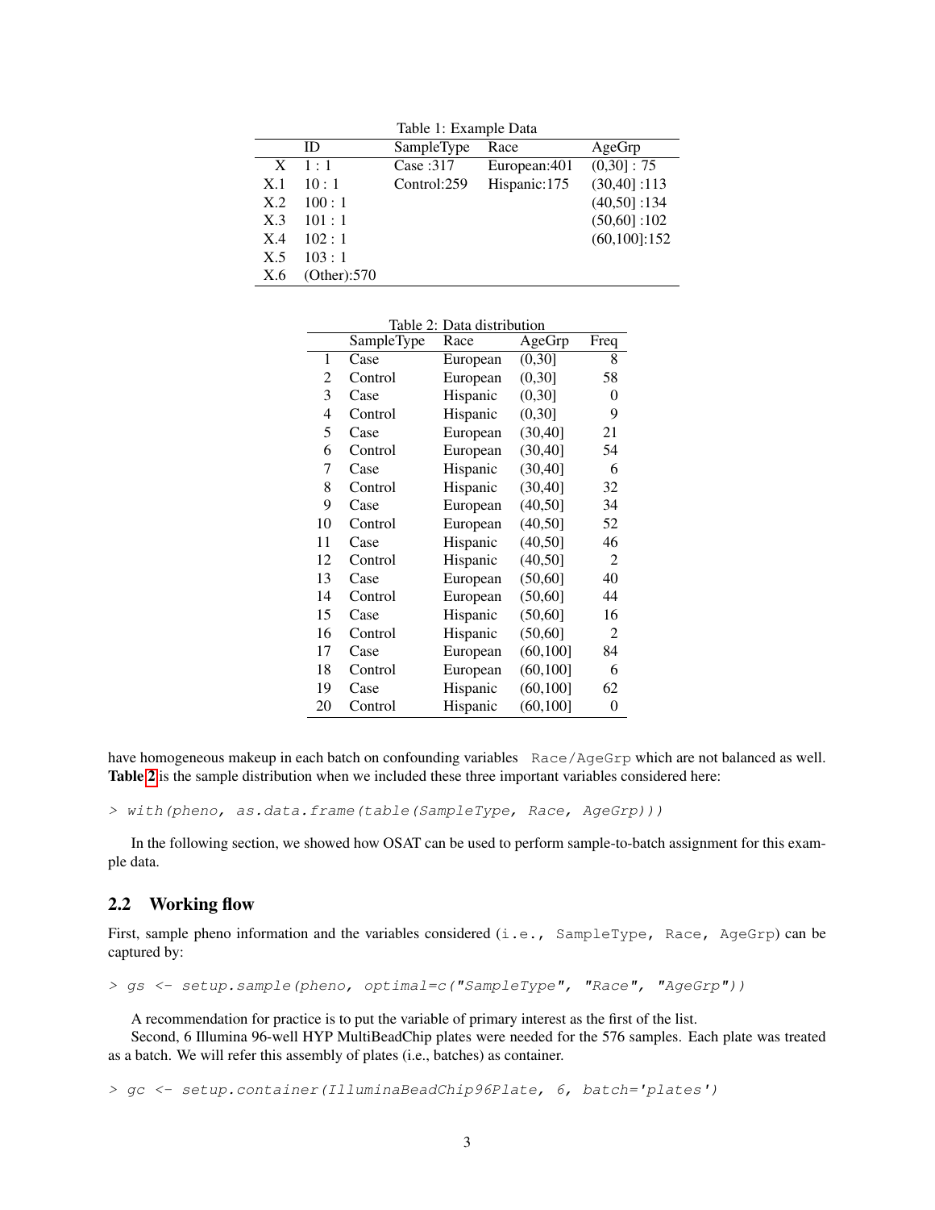Table 1: Example Data

|  | ID | SampleType | Race | AgeGrp |
|---|---|---|---|---|
| X | 1 : 1 | Case :317 | European:401 | (0,30] : 75 |
| X.1 | 10 : 1 | Control:259 | Hispanic:175 | (30,40] :113 |
| X.2 | 100 : 1 |  |  | (40,50] :134 |
| X.3 | 101 : 1 |  |  | (50,60] :102 |
| X.4 | 102 : 1 |  |  | (60,100]:152 |
| X.5 | 103 : 1 |  |  |  |
| X.6 | (Other):570 |  |  |  |

Table 2: Data distribution

|  | SampleType | Race | AgeGrp | Freq |
|---|---|---|---|---|
| 1 | Case | European | (0,30] | 8 |
| 2 | Control | European | (0,30] | 58 |
| 3 | Case | Hispanic | (0,30] | 0 |
| 4 | Control | Hispanic | (0,30] | 9 |
| 5 | Case | European | (30,40] | 21 |
| 6 | Control | European | (30,40] | 54 |
| 7 | Case | Hispanic | (30,40] | 6 |
| 8 | Control | Hispanic | (30,40] | 32 |
| 9 | Case | European | (40,50] | 34 |
| 10 | Control | European | (40,50] | 52 |
| 11 | Case | Hispanic | (40,50] | 46 |
| 12 | Control | Hispanic | (40,50] | 2 |
| 13 | Case | European | (50,60] | 40 |
| 14 | Control | European | (50,60] | 44 |
| 15 | Case | Hispanic | (50,60] | 16 |
| 16 | Control | Hispanic | (50,60] | 2 |
| 17 | Case | European | (60,100] | 84 |
| 18 | Control | European | (60,100] | 6 |
| 19 | Case | Hispanic | (60,100] | 62 |
| 20 | Control | Hispanic | (60,100] | 0 |

have homogeneous makeup in each batch on confounding variables `Race/AgeGrp` which are not balanced as well. **Table 2** is the sample distribution when we included these three important variables considered here:

```
> with(pheno, as.data.frame(table(SampleType, Race, AgeGrp)))
```

In the following section, we showed how OSAT can be used to perform sample-to-batch assignment for this example data.

## 2.2 Working flow

First, sample pheno information and the variables considered (`i.e., SampleType, Race, AgeGrp`) can be captured by:

```
> gs <- setup.sample(pheno, optimal=c("SampleType", "Race", "AgeGrp"))
```

A recommendation for practice is to put the variable of primary interest as the first of the list.

Second, 6 Illumina 96-well HYP MultiBeadChip plates were needed for the 576 samples. Each plate was treated as a batch. We will refer this assembly of plates (i.e., batches) as container.

```
> gc <- setup.container(IlluminaBeadChip96Plate, 6, batch='plates')
```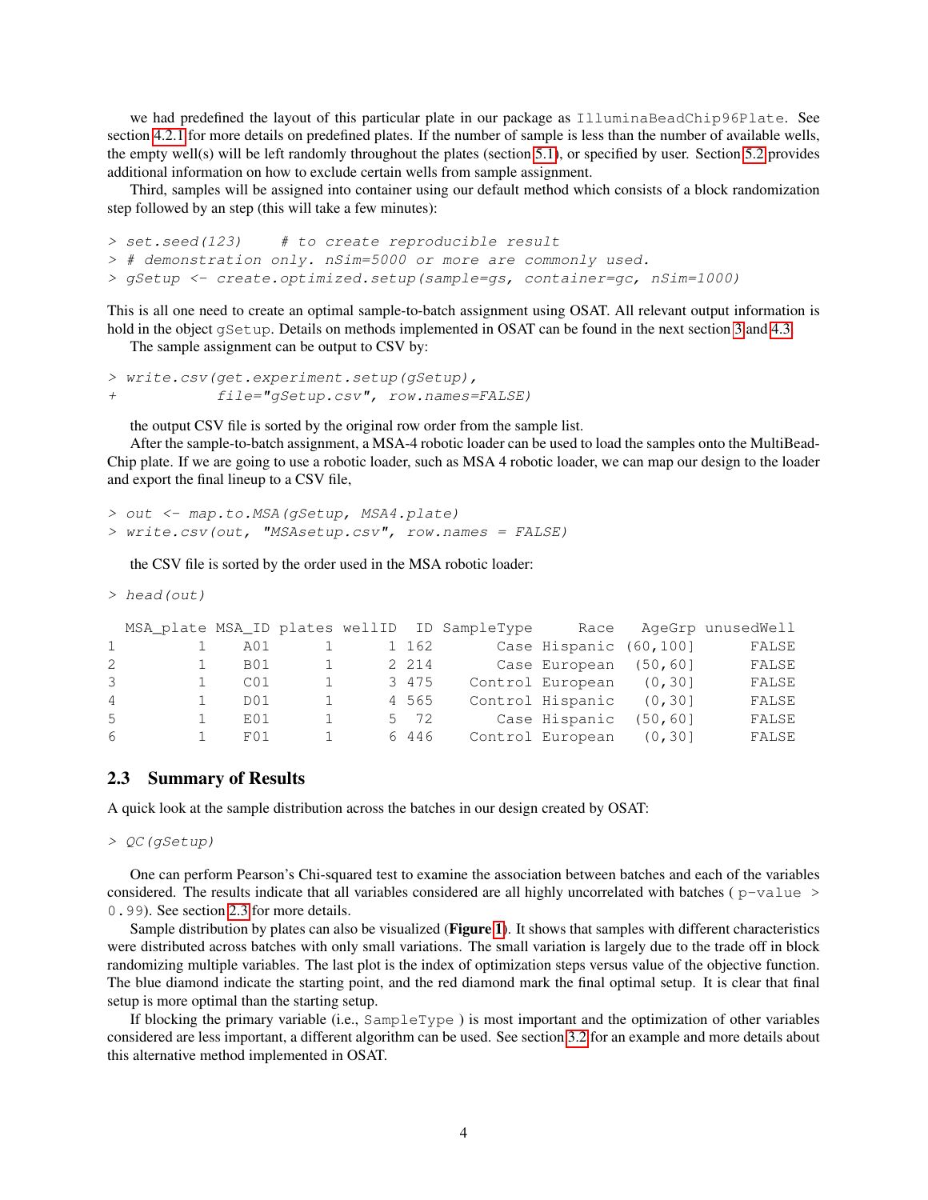we had predefined the layout of this particular plate in our package as `IlluminaBeadChip96Plate`. See section 4.2.1 for more details on predefined plates. If the number of sample is less than the number of available wells, the empty well(s) will be left randomly throughout the plates (section 5.1), or specified by user. Section 5.2 provides additional information on how to exclude certain wells from sample assignment.

Third, samples will be assigned into container using our default method which consists of a block randomization step followed by an step (this will take a few minutes):

```
> set.seed(123)    # to create reproducible result
> # demonstration only. nSim=5000 or more are commonly used.
> gSetup <- create.optimized.setup(sample=gs, container=gc, nSim=1000)
```

This is all one need to create an optimal sample-to-batch assignment using OSAT. All relevant output information is hold in the object `gSetup`. Details on methods implemented in OSAT can be found in the next section 3 and 4.3.

The sample assignment can be output to CSV by:

```
> write.csv(get.experiment.setup(gSetup),
+           file="gSetup.csv", row.names=FALSE)
```

the output CSV file is sorted by the original row order from the sample list.

After the sample-to-batch assignment, a MSA-4 robotic loader can be used to load the samples onto the MultiBead-Chip plate. If we are going to use a robotic loader, such as MSA 4 robotic loader, we can map our design to the loader and export the final lineup to a CSV file,

```
> out <- map.to.MSA(gSetup, MSA4.plate)
> write.csv(out, "MSAsetup.csv", row.names = FALSE)
```

the CSV file is sorted by the order used in the MSA robotic loader:

```
> head(out)

  MSA_plate MSA_ID plates wellID  ID SampleType     Race   AgeGrp unusedWell
1         1    A01      1      1 162       Case Hispanic (60,100]      FALSE
2         1    B01      1      2 214       Case European  (50,60]      FALSE
3         1    C01      1      3 475    Control European   (0,30]      FALSE
4         1    D01      1      4 565    Control Hispanic   (0,30]      FALSE
5         1    E01      1      5  72       Case Hispanic  (50,60]      FALSE
6         1    F01      1      6 446    Control European   (0,30]      FALSE
```

## 2.3 Summary of Results

A quick look at the sample distribution across the batches in our design created by OSAT:

```
> QC(gSetup)
```

One can perform Pearson's Chi-squared test to examine the association between batches and each of the variables considered. The results indicate that all variables considered are all highly uncorrelated with batches ( `p-value > 0.99`). See section 2.3 for more details.

Sample distribution by plates can also be visualized (**Figure 1**). It shows that samples with different characteristics were distributed across batches with only small variations. The small variation is largely due to the trade off in block randomizing multiple variables. The last plot is the index of optimization steps versus value of the objective function. The blue diamond indicate the starting point, and the red diamond mark the final optimal setup. It is clear that final setup is more optimal than the starting setup.

If blocking the primary variable (i.e., `SampleType` ) is most important and the optimization of other variables considered are less important, a different algorithm can be used. See section 3.2 for an example and more details about this alternative method implemented in OSAT.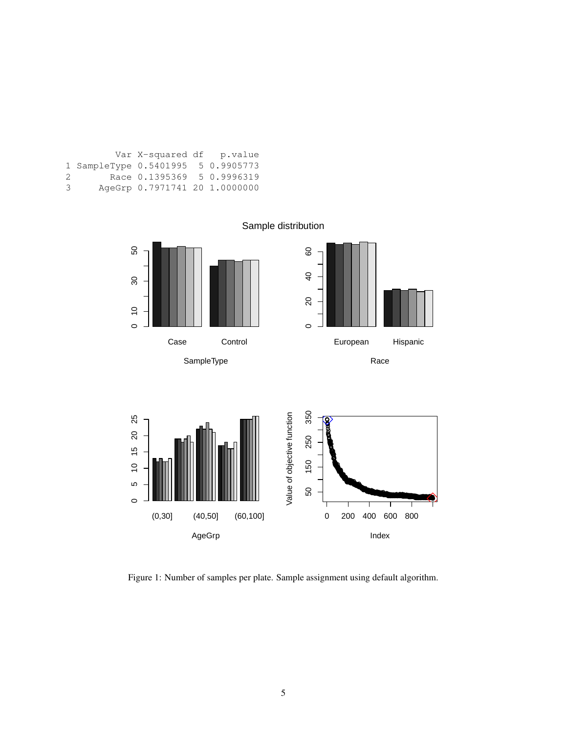```
        Var X-squared df    p.value
1 SampleType 0.5401995  5 0.9905773
2       Race 0.1395369  5 0.9996319
3     AgeGrp 0.7971741 20 1.0000000
```

Figure 1: Number of samples per plate. Sample assignment using default algorithm.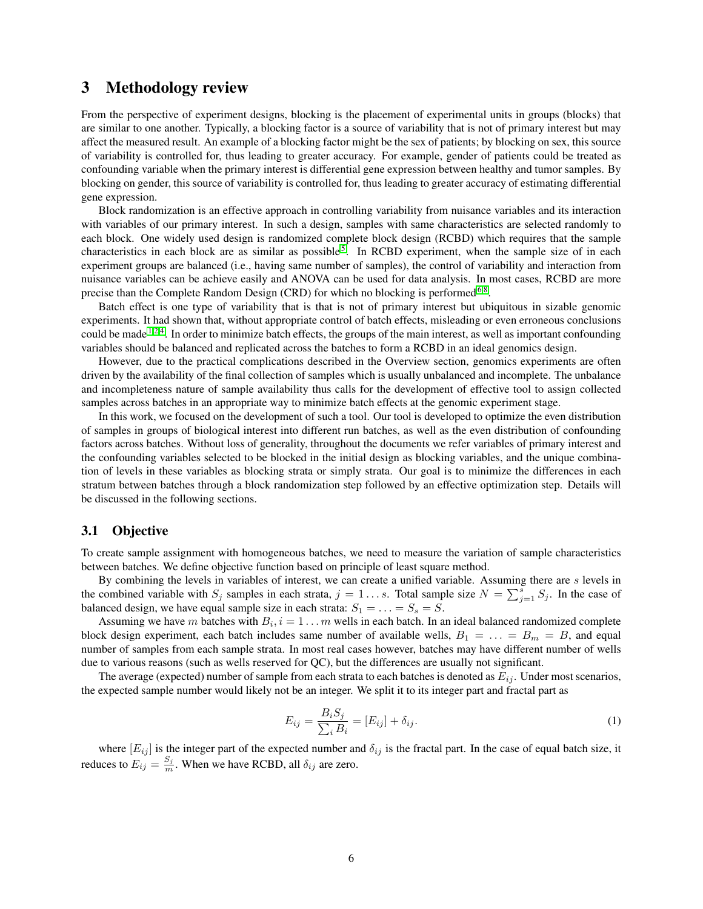# 3 Methodology review

From the perspective of experiment designs, blocking is the placement of experimental units in groups (blocks) that are similar to one another. Typically, a blocking factor is a source of variability that is not of primary interest but may affect the measured result. An example of a blocking factor might be the sex of patients; by blocking on sex, this source of variability is controlled for, thus leading to greater accuracy. For example, gender of patients could be treated as confounding variable when the primary interest is differential gene expression between healthy and tumor samples. By blocking on gender, this source of variability is controlled for, thus leading to greater accuracy of estimating differential gene expression.

Block randomization is an effective approach in controlling variability from nuisance variables and its interaction with variables of our primary interest. In such a design, samples with same characteristics are selected randomly to each block. One widely used design is randomized complete block design (RCBD) which requires that the sample characteristics in each block are as similar as possible[5]. In RCBD experiment, when the sample size of in each experiment groups are balanced (i.e., having same number of samples), the control of variability and interaction from nuisance variables can be achieve easily and ANOVA can be used for data analysis. In most cases, RCBD are more precise than the Complete Random Design (CRD) for which no blocking is performed[6,8].

Batch effect is one type of variability that is that is not of primary interest but ubiquitous in sizable genomic experiments. It had shown that, without appropriate control of batch effects, misleading or even erroneous conclusions could be made[1,2,4]. In order to minimize batch effects, the groups of the main interest, as well as important confounding variables should be balanced and replicated across the batches to form a RCBD in an ideal genomics design.

However, due to the practical complications described in the Overview section, genomics experiments are often driven by the availability of the final collection of samples which is usually unbalanced and incomplete. The unbalance and incompleteness nature of sample availability thus calls for the development of effective tool to assign collected samples across batches in an appropriate way to minimize batch effects at the genomic experiment stage.

In this work, we focused on the development of such a tool. Our tool is developed to optimize the even distribution of samples in groups of biological interest into different run batches, as well as the even distribution of confounding factors across batches. Without loss of generality, throughout the documents we refer variables of primary interest and the confounding variables selected to be blocked in the initial design as blocking variables, and the unique combination of levels in these variables as blocking strata or simply strata. Our goal is to minimize the differences in each stratum between batches through a block randomization step followed by an effective optimization step. Details will be discussed in the following sections.

## 3.1 Objective

To create sample assignment with homogeneous batches, we need to measure the variation of sample characteristics between batches. We define objective function based on principle of least square method.

By combining the levels in variables of interest, we can create a unified variable. Assuming there are $s$ levels in the combined variable with $S_j$ samples in each strata, $j = 1 \dots s$. Total sample size $N = \sum_{j=1}^{s} S_j$. In the case of balanced design, we have equal sample size in each strata: $S_1 = \dots = S_s = S$.

Assuming we have $m$ batches with $B_i, i = 1 \dots m$ wells in each batch. In an ideal balanced randomized complete block design experiment, each batch includes same number of available wells, $B_1 = \dots = B_m = B$, and equal number of samples from each sample strata. In most real cases however, batches may have different number of wells due to various reasons (such as wells reserved for QC), but the differences are usually not significant.

The average (expected) number of sample from each strata to each batches is denoted as $E_{ij}$. Under most scenarios, the expected sample number would likely not be an integer. We split it to its integer part and fractal part as

$$E_{ij} = \frac{B_i S_j}{\sum_i B_i} = [E_{ij}] + \delta_{ij}. \tag{1}$$

where $[E_{ij}]$ is the integer part of the expected number and $\delta_{ij}$ is the fractal part. In the case of equal batch size, it reduces to $E_{ij} = \frac{S_j}{m}$. When we have RCBD, all $\delta_{ij}$ are zero.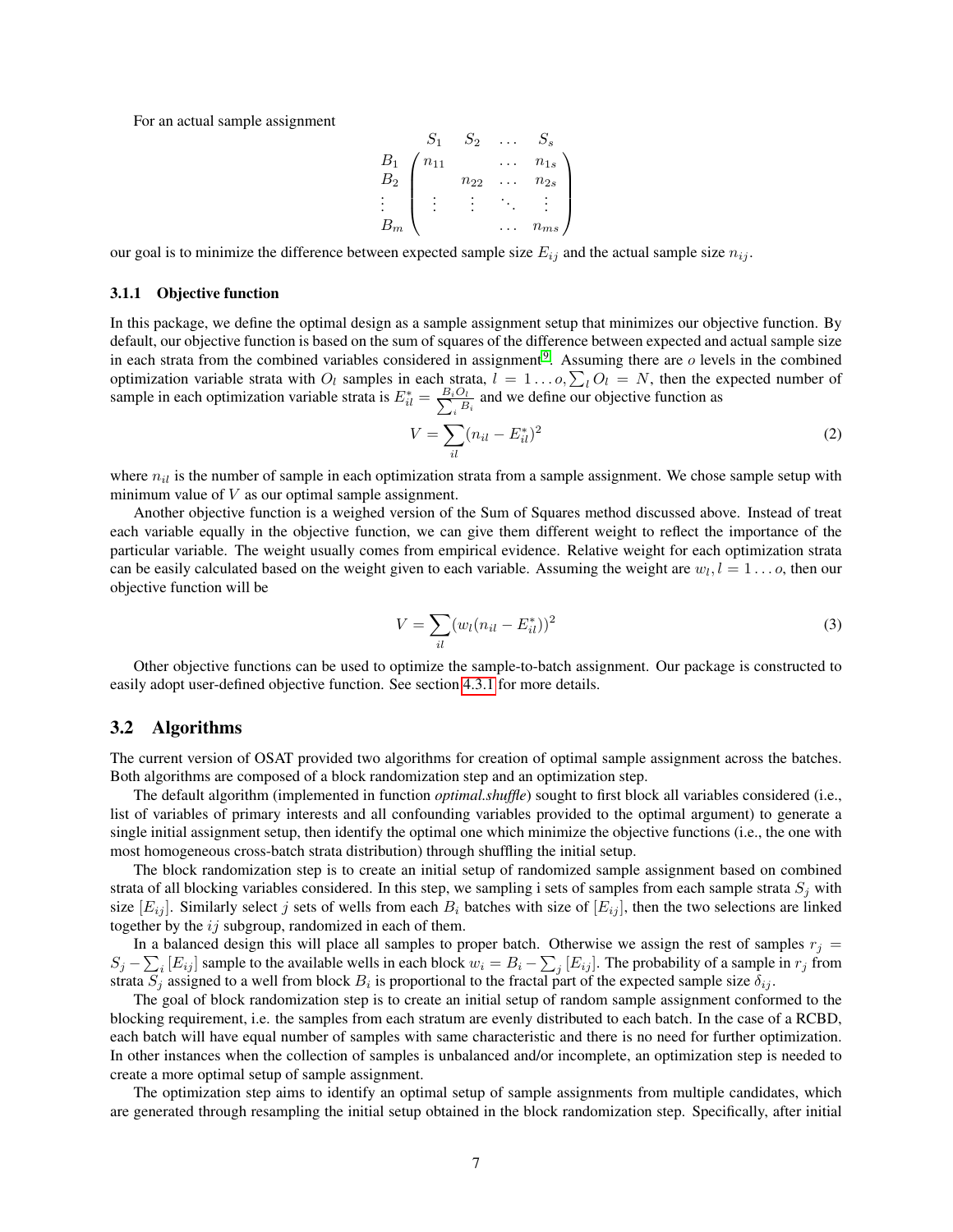For an actual sample assignment

$$
\begin{array}{c} \\ B_1 \\ B_2 \\ \vdots \\ B_m \end{array}
\begin{array}{c}
\begin{array}{cccc} S_1 & S_2 & \dots & S_s \end{array} \\
\begin{pmatrix}
n_{11} & & \dots & n_{1s} \\
 & n_{22} & \dots & n_{2s} \\
\vdots & \vdots & \ddots & \vdots \\
 & & \dots & n_{ms}
\end{pmatrix}
\end{array}
$$

our goal is to minimize the difference between expected sample size $E_{ij}$ and the actual sample size $n_{ij}$.

#### 3.1.1 Objective function

In this package, we define the optimal design as a sample assignment setup that minimizes our objective function. By default, our objective function is based on the sum of squares of the difference between expected and actual sample size in each strata from the combined variables considered in assignment[9]. Assuming there are $o$ levels in the combined optimization variable strata with $O_l$ samples in each strata, $l = 1 \dots o, \sum_l O_l = N$, then the expected number of sample in each optimization variable strata is $E^*_{il} = \frac{B_i O_l}{\sum_i B_i}$ and we define our objective function as

$$V = \sum_{il} (n_{il} - E^*_{il})^2 \tag{2}$$

where $n_{il}$ is the number of sample in each optimization strata from a sample assignment. We chose sample setup with minimum value of $V$ as our optimal sample assignment.

Another objective function is a weighed version of the Sum of Squares method discussed above. Instead of treat each variable equally in the objective function, we can give them different weight to reflect the importance of the particular variable. The weight usually comes from empirical evidence. Relative weight for each optimization strata can be easily calculated based on the weight given to each variable. Assuming the weight are $w_l, l = 1 \dots o$, then our objective function will be

$$V = \sum_{il} (w_l(n_{il} - E^*_{il}))^2 \tag{3}$$

Other objective functions can be used to optimize the sample-to-batch assignment. Our package is constructed to easily adopt user-defined objective function. See section 4.3.1 for more details.

## 3.2 Algorithms

The current version of OSAT provided two algorithms for creation of optimal sample assignment across the batches. Both algorithms are composed of a block randomization step and an optimization step.

The default algorithm (implemented in function *optimal.shuffle*) sought to first block all variables considered (i.e., list of variables of primary interests and all confounding variables provided to the optimal argument) to generate a single initial assignment setup, then identify the optimal one which minimize the objective functions (i.e., the one with most homogeneous cross-batch strata distribution) through shuffling the initial setup.

The block randomization step is to create an initial setup of randomized sample assignment based on combined strata of all blocking variables considered. In this step, we sampling i sets of samples from each sample strata $S_j$ with size $[E_{ij}]$. Similarly select $j$ sets of wells from each $B_i$ batches with size of $[E_{ij}]$, then the two selections are linked together by the $ij$ subgroup, randomized in each of them.

In a balanced design this will place all samples to proper batch. Otherwise we assign the rest of samples $r_j = S_j - \sum_i [E_{ij}]$ sample to the available wells in each block $w_i = B_i - \sum_j [E_{ij}]$. The probability of a sample in $r_j$ from strata $S_j$ assigned to a well from block $B_i$ is proportional to the fractal part of the expected sample size $\delta_{ij}$.

The goal of block randomization step is to create an initial setup of random sample assignment conformed to the blocking requirement, i.e. the samples from each stratum are evenly distributed to each batch. In the case of a RCBD, each batch will have equal number of samples with same characteristic and there is no need for further optimization. In other instances when the collection of samples is unbalanced and/or incomplete, an optimization step is needed to create a more optimal setup of sample assignment.

The optimization step aims to identify an optimal setup of sample assignments from multiple candidates, which are generated through resampling the initial setup obtained in the block randomization step. Specifically, after initial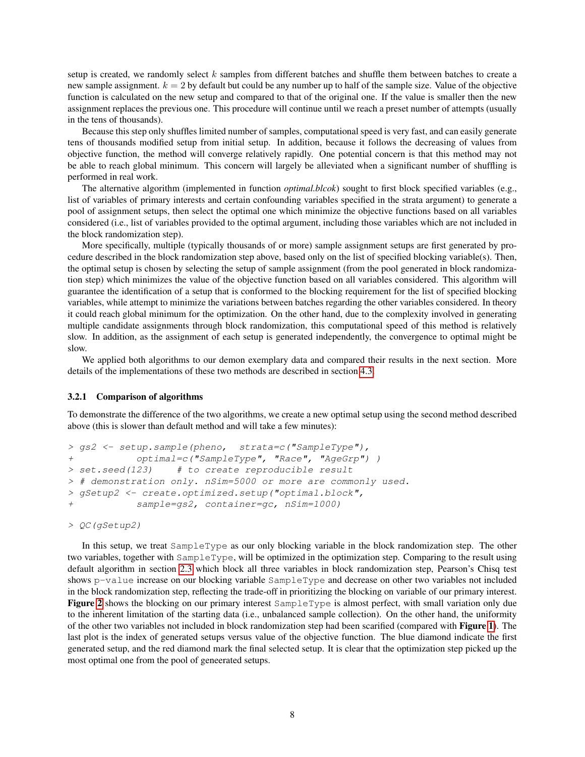setup is created, we randomly select $k$ samples from different batches and shuffle them between batches to create a new sample assignment. $k = 2$ by default but could be any number up to half of the sample size. Value of the objective function is calculated on the new setup and compared to that of the original one. If the value is smaller then the new assignment replaces the previous one. This procedure will continue until we reach a preset number of attempts (usually in the tens of thousands).

Because this step only shuffles limited number of samples, computational speed is very fast, and can easily generate tens of thousands modified setup from initial setup. In addition, because it follows the decreasing of values from objective function, the method will converge relatively rapidly. One potential concern is that this method may not be able to reach global minimum. This concern will largely be alleviated when a significant number of shuffling is performed in real work.

The alternative algorithm (implemented in function *optimal.blcok*) sought to first block specified variables (e.g., list of variables of primary interests and certain confounding variables specified in the strata argument) to generate a pool of assignment setups, then select the optimal one which minimize the objective functions based on all variables considered (i.e., list of variables provided to the optimal argument, including those variables which are not included in the block randomization step).

More specifically, multiple (typically thousands of or more) sample assignment setups are first generated by procedure described in the block randomization step above, based only on the list of specified blocking variable(s). Then, the optimal setup is chosen by selecting the setup of sample assignment (from the pool generated in block randomization step) which minimizes the value of the objective function based on all variables considered. This algorithm will guarantee the identification of a setup that is conformed to the blocking requirement for the list of specified blocking variables, while attempt to minimize the variations between batches regarding the other variables considered. In theory it could reach global minimum for the optimization. On the other hand, due to the complexity involved in generating multiple candidate assignments through block randomization, this computational speed of this method is relatively slow. In addition, as the assignment of each setup is generated independently, the convergence to optimal might be slow.

We applied both algorithms to our demon exemplary data and compared their results in the next section. More details of the implementations of these two methods are described in section 4.3.

### 3.2.1 Comparison of algorithms

To demonstrate the difference of the two algorithms, we create a new optimal setup using the second method described above (this is slower than default method and will take a few minutes):

```
> gs2 <- setup.sample(pheno,  strata=c("SampleType"),
+           optimal=c("SampleType", "Race", "AgeGrp") )
> set.seed(123)     # to create reproducible result
> # demonstration only. nSim=5000 or more are commonly used.
> gSetup2 <- create.optimized.setup("optimal.block",
+           sample=gs2, container=gc, nSim=1000)
```

```
> QC(gSetup2)
```

In this setup, we treat `SampleType` as our only blocking variable in the block randomization step. The other two variables, together with `SampleType`, will be optimized in the optimization step. Comparing to the result using default algorithm in section 2.3 which block all three variables in block randomization step, Pearson's Chisq test shows `p-value` increase on our blocking variable `SampleType` and decrease on other two variables not included in the block randomization step, reflecting the trade-off in prioritizing the blocking on variable of our primary interest. **Figure 2** shows the blocking on our primary interest `SampleType` is almost perfect, with small variation only due to the inherent limitation of the starting data (i.e., unbalanced sample collection). On the other hand, the uniformity of the other two variables not included in block randomization step had been scarified (compared with **Figure 1**). The last plot is the index of generated setups versus value of the objective function. The blue diamond indicate the first generated setup, and the red diamond mark the final selected setup. It is clear that the optimization step picked up the most optimal one from the pool of geneerated setups.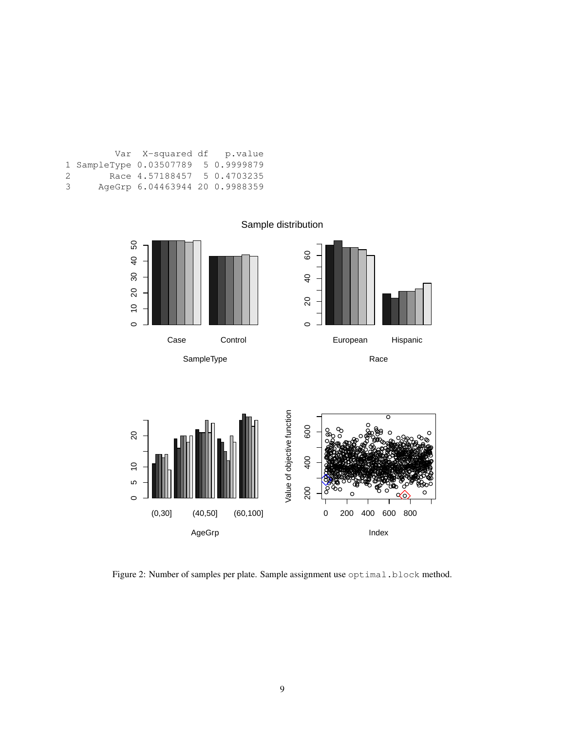```
        Var  X-squared df   p.value
1 SampleType 0.03507789  5 0.9999879
2       Race 4.57188457  5 0.4703235
3     AgeGrp 6.04463944 20 0.9988359
```

Figure 2: Number of samples per plate. Sample assignment use `optimal.block` method.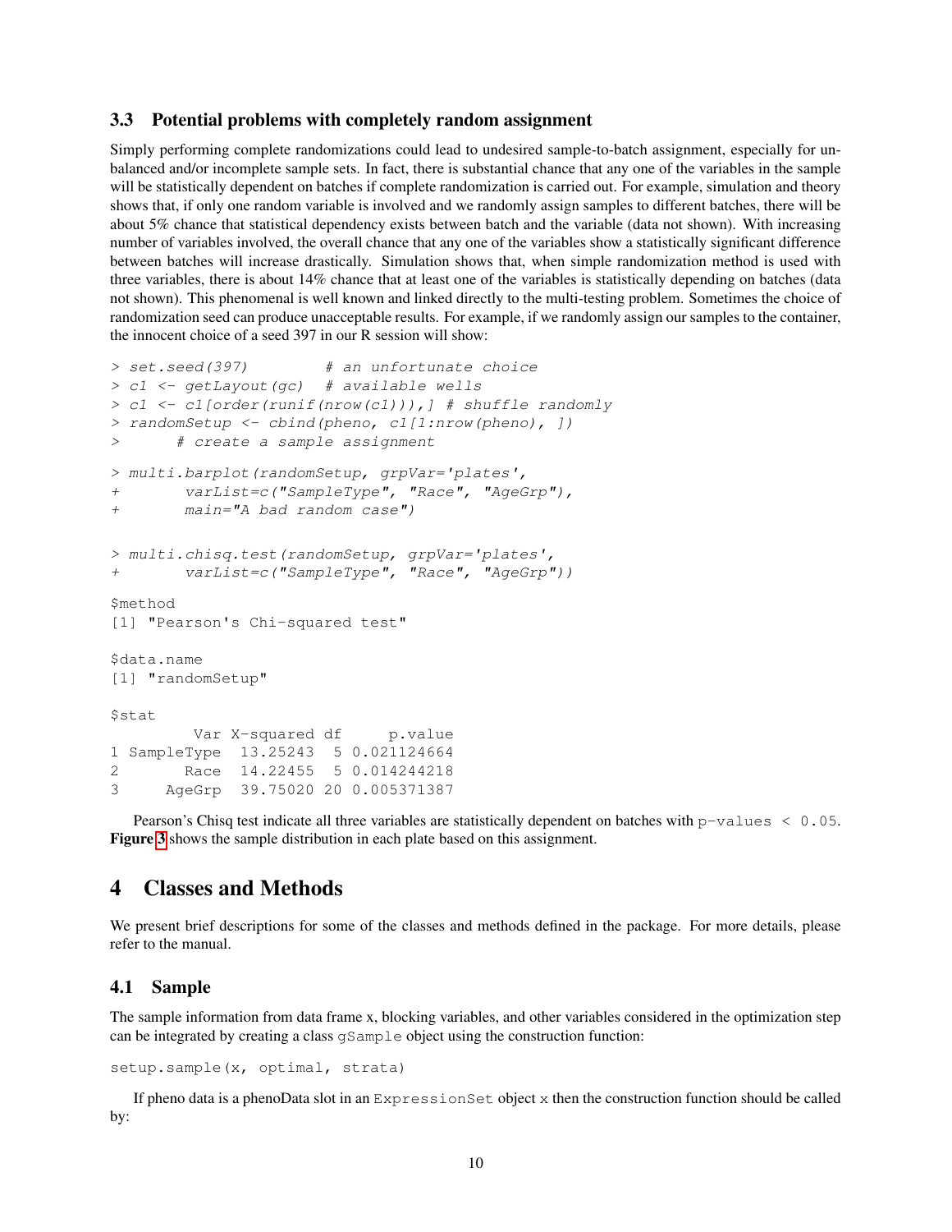### 3.3 Potential problems with completely random assignment

Simply performing complete randomizations could lead to undesired sample-to-batch assignment, especially for unbalanced and/or incomplete sample sets. In fact, there is substantial chance that any one of the variables in the sample will be statistically dependent on batches if complete randomization is carried out. For example, simulation and theory shows that, if only one random variable is involved and we randomly assign samples to different batches, there will be about 5% chance that statistical dependency exists between batch and the variable (data not shown). With increasing number of variables involved, the overall chance that any one of the variables show a statistically significant difference between batches will increase drastically. Simulation shows that, when simple randomization method is used with three variables, there is about 14% chance that at least one of the variables is statistically depending on batches (data not shown). This phenomenal is well known and linked directly to the multi-testing problem. Sometimes the choice of randomization seed can produce unacceptable results. For example, if we randomly assign our samples to the container, the innocent choice of a seed 397 in our R session will show:

```
> set.seed(397)         # an unfortunate choice
> c1 <- getLayout(gc)   # available wells
> c1 <- c1[order(runif(nrow(c1))),] # shuffle randomly
> randomSetup <- cbind(pheno, c1[1:nrow(pheno), ])
>       # create a sample assignment

> multi.barplot(randomSetup, grpVar='plates',
+        varList=c("SampleType", "Race", "AgeGrp"),
+        main="A bad random case")

> multi.chisq.test(randomSetup, grpVar='plates',
+        varList=c("SampleType", "Race", "AgeGrp"))

$method
[1] "Pearson's Chi-squared test"

$data.name
[1] "randomSetup"

$stat
         Var X-squared df     p.value
1 SampleType  13.25243  5 0.021124664
2       Race  14.22455  5 0.014244218
3     AgeGrp  39.75020 20 0.005371387
```

Pearson's Chisq test indicate all three variables are statistically dependent on batches with `p-values < 0.05`. **Figure 3** shows the sample distribution in each plate based on this assignment.

# 4 Classes and Methods

We present brief descriptions for some of the classes and methods defined in the package. For more details, please refer to the manual.

## 4.1 Sample

The sample information from data frame x, blocking variables, and other variables considered in the optimization step can be integrated by creating a class `gSample` object using the construction function:

```
setup.sample(x, optimal, strata)
```

If pheno data is a phenoData slot in an `ExpressionSet` object `x` then the construction function should be called by: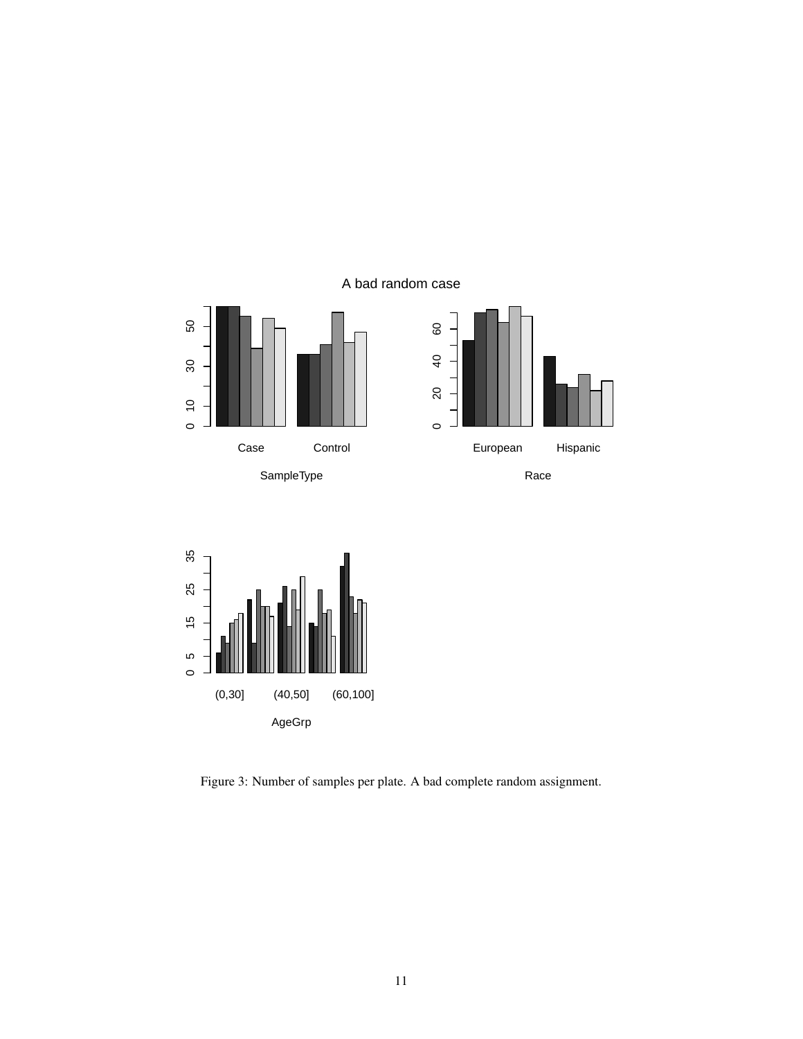Figure 3: Number of samples per plate. A bad complete random assignment.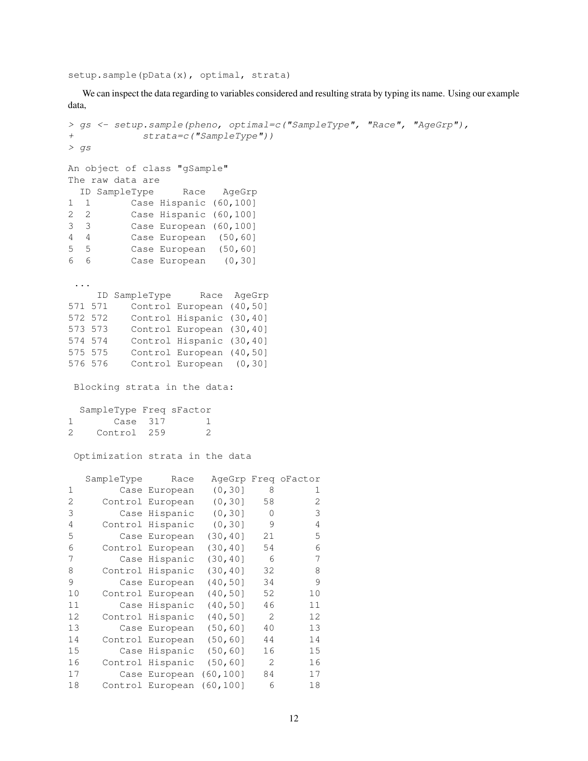```
setup.sample(pData(x), optimal, strata)
```

We can inspect the data regarding to variables considered and resulting strata by typing its name. Using our example data,

```
> gs <- setup.sample(pheno, optimal=c("SampleType", "Race", "AgeGrp"),
+             strata=c("SampleType"))
> gs

An object of class "gSample"
The raw data are
  ID SampleType     Race   AgeGrp
1  1       Case Hispanic (60,100]
2  2       Case Hispanic (60,100]
3  3       Case European (60,100]
4  4       Case European  (50,60]
5  5       Case European  (50,60]
6  6       Case European   (0,30]

 ...
     ID SampleType     Race  AgeGrp
571 571    Control European (40,50]
572 572    Control Hispanic (30,40]
573 573    Control European (30,40]
574 574    Control Hispanic (30,40]
575 575    Control European (40,50]
576 576    Control European  (0,30]

 Blocking strata in the data:

  SampleType Freq sFactor
1       Case  317       1
2    Control  259       2

 Optimization strata in the data

   SampleType     Race   AgeGrp Freq oFactor
1        Case European   (0,30]    8       1
2     Control European   (0,30]   58       2
3        Case Hispanic   (0,30]    0       3
4     Control Hispanic   (0,30]    9       4
5        Case European  (30,40]   21       5
6     Control European  (30,40]   54       6
7        Case Hispanic  (30,40]    6       7
8     Control Hispanic  (30,40]   32       8
9        Case European  (40,50]   34       9
10    Control European  (40,50]   52      10
11       Case Hispanic  (40,50]   46      11
12    Control Hispanic  (40,50]    2      12
13       Case European  (50,60]   40      13
14    Control European  (50,60]   44      14
15       Case Hispanic  (50,60]   16      15
16    Control Hispanic  (50,60]    2      16
17       Case European (60,100]   84      17
18    Control European (60,100]    6      18
```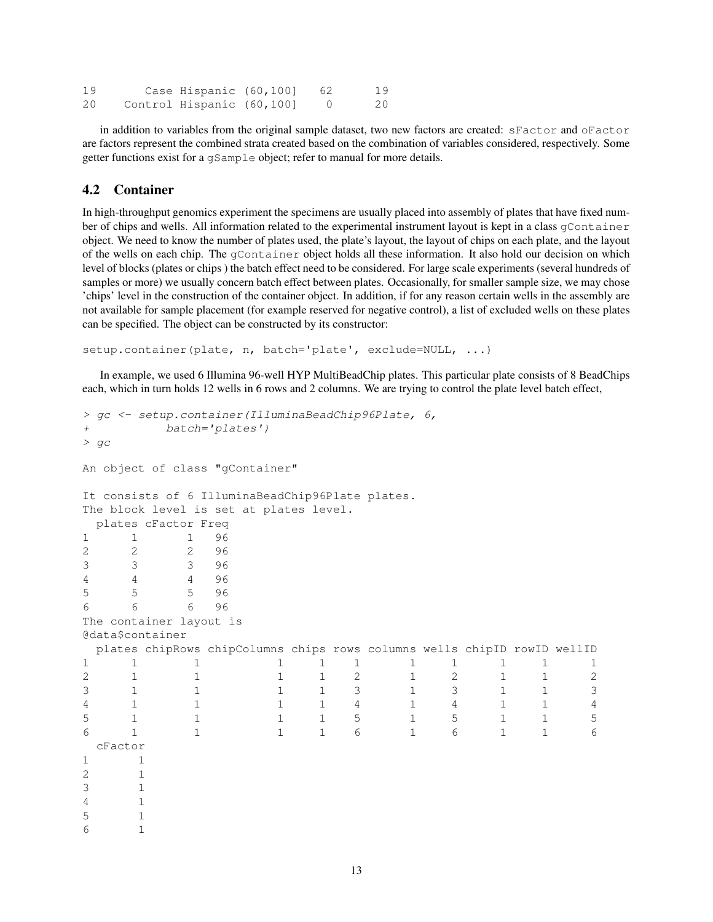```
19       Case Hispanic (60,100]   62      19
20    Control Hispanic (60,100]    0      20
```

in addition to variables from the original sample dataset, two new factors are created: `sFactor` and `oFactor` are factors represent the combined strata created based on the combination of variables considered, respectively. Some getter functions exist for a `gSample` object; refer to manual for more details.

## 4.2 Container

In high-throughput genomics experiment the specimens are usually placed into assembly of plates that have fixed number of chips and wells. All information related to the experimental instrument layout is kept in a class `gContainer` object. We need to know the number of plates used, the plate's layout, the layout of chips on each plate, and the layout of the wells on each chip. The `gContainer` object holds all these information. It also hold our decision on which level of blocks (plates or chips ) the batch effect need to be considered. For large scale experiments (several hundreds of samples or more) we usually concern batch effect between plates. Occasionally, for smaller sample size, we may chose 'chips' level in the construction of the container object. In addition, if for any reason certain wells in the assembly are not available for sample placement (for example reserved for negative control), a list of excluded wells on these plates can be specified. The object can be constructed by its constructor:

```
setup.container(plate, n, batch='plate', exclude=NULL, ...)
```

In example, we used 6 Illumina 96-well HYP MultiBeadChip plates. This particular plate consists of 8 BeadChips each, which in turn holds 12 wells in 6 rows and 2 columns. We are trying to control the plate level batch effect,

```
> gc <- setup.container(IlluminaBeadChip96Plate, 6,
+            batch='plates')
> gc

An object of class "gContainer"

It consists of 6 IlluminaBeadChip96Plate plates.
The block level is set at plates level.
  plates cFactor Freq
1      1       1   96
2      2       2   96
3      3       3   96
4      4       4   96
5      5       5   96
6      6       6   96
The container layout is
@data$container
  plates chipRows chipColumns chips rows columns wells chipID rowID wellID
1      1        1           1     1    1       1     1      1     1      1
2      1        1           1     1    2       1     2      1     1      2
3      1        1           1     1    3       1     3      1     1      3
4      1        1           1     1    4       1     4      1     1      4
5      1        1           1     1    5       1     5      1     1      5
6      1        1           1     1    6       1     6      1     1      6
  cFactor
1       1
2       1
3       1
4       1
5       1
6       1
```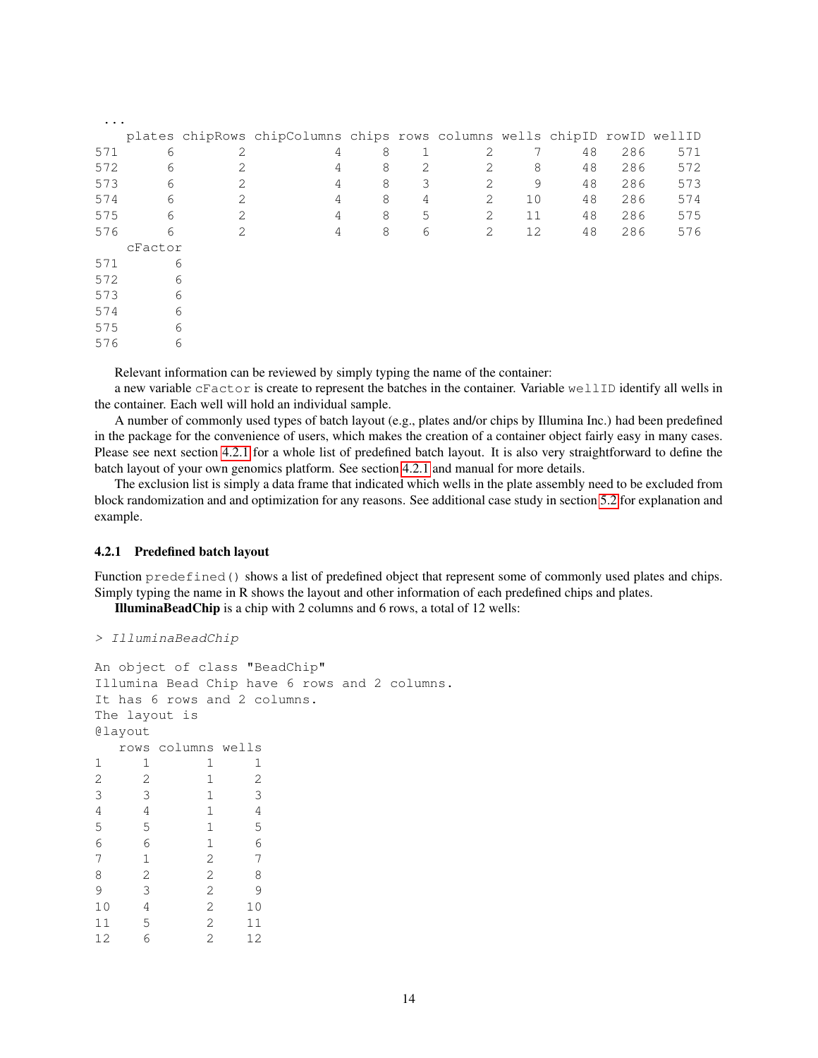```
 ...
    plates chipRows chipColumns chips rows columns wells chipID rowID wellID
571      6        2           4     8    1       2     7     48   286    571
572      6        2           4     8    2       2     8     48   286    572
573      6        2           4     8    3       2     9     48   286    573
574      6        2           4     8    4       2    10     48   286    574
575      6        2           4     8    5       2    11     48   286    575
576      6        2           4     8    6       2    12     48   286    576
    cFactor
571       6
572       6
573       6
574       6
575       6
576       6
```

Relevant information can be reviewed by simply typing the name of the container:

a new variable `cFactor` is create to represent the batches in the container. Variable `wellID` identify all wells in the container. Each well will hold an individual sample.

A number of commonly used types of batch layout (e.g., plates and/or chips by Illumina Inc.) had been predefined in the package for the convenience of users, which makes the creation of a container object fairly easy in many cases. Please see next section 4.2.1 for a whole list of predefined batch layout. It is also very straightforward to define the batch layout of your own genomics platform. See section 4.2.1 and manual for more details.

The exclusion list is simply a data frame that indicated which wells in the plate assembly need to be excluded from block randomization and and optimization for any reasons. See additional case study in section 5.2 for explanation and example.

### 4.2.1 Predefined batch layout

Function `predefined()` shows a list of predefined object that represent some of commonly used plates and chips. Simply typing the name in R shows the layout and other information of each predefined chips and plates.

**IlluminaBeadChip** is a chip with 2 columns and 6 rows, a total of 12 wells:

```
> IlluminaBeadChip

An object of class "BeadChip"
Illumina Bead Chip have 6 rows and 2 columns.
It has 6 rows and 2 columns.
The layout is
@layout
   rows columns wells
1     1       1     1
2     2       1     2
3     3       1     3
4     4       1     4
5     5       1     5
6     6       1     6
7     1       2     7
8     2       2     8
9     3       2     9
10    4       2    10
11    5       2    11
12    6       2    12
```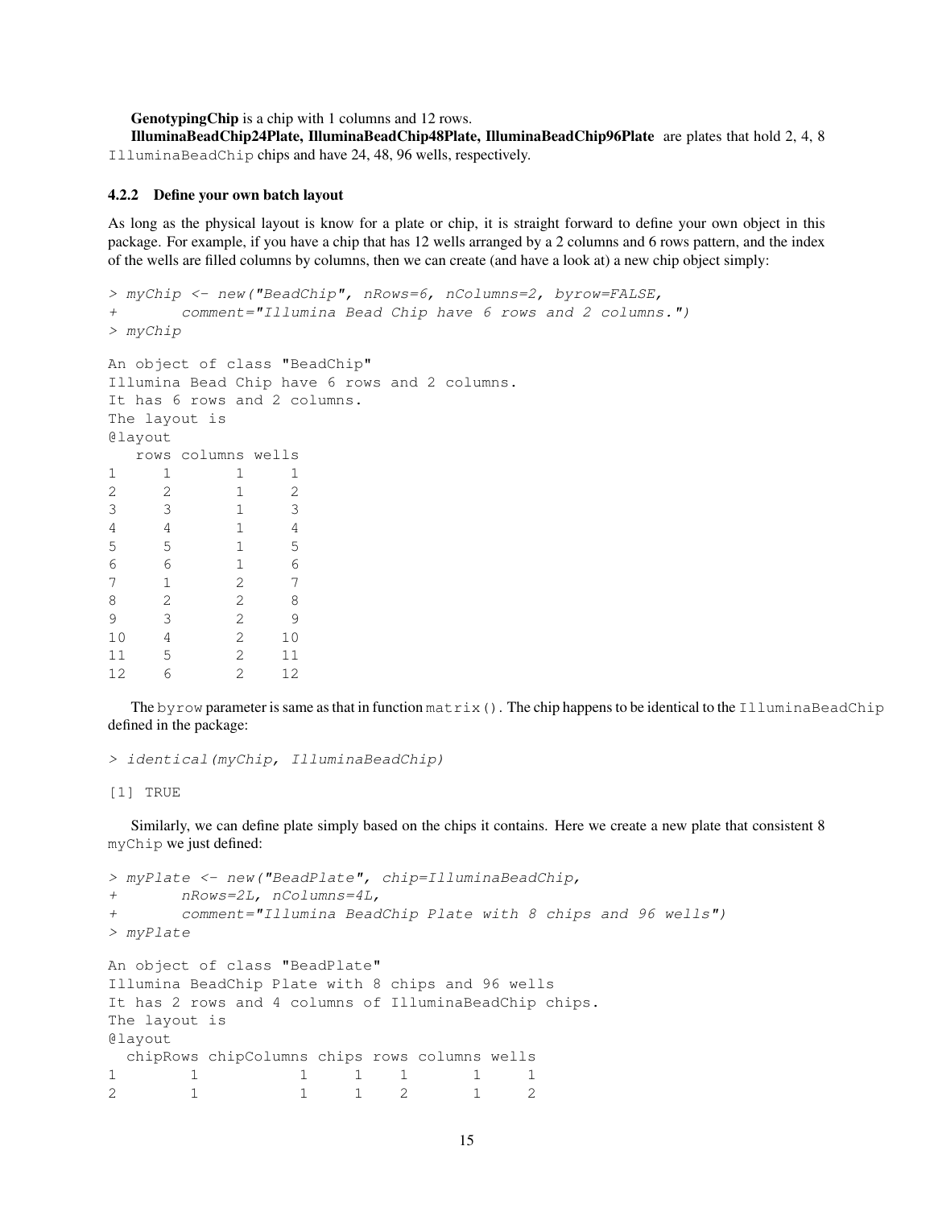**GenotypingChip** is a chip with 1 columns and 12 rows.

**IlluminaBeadChip24Plate, IlluminaBeadChip48Plate, IlluminaBeadChip96Plate** are plates that hold 2, 4, 8 `IlluminaBeadChip` chips and have 24, 48, 96 wells, respectively.

### 4.2.2 Define your own batch layout

As long as the physical layout is know for a plate or chip, it is straight forward to define your own object in this package. For example, if you have a chip that has 12 wells arranged by a 2 columns and 6 rows pattern, and the index of the wells are filled columns by columns, then we can create (and have a look at) a new chip object simply:

```
> myChip <- new("BeadChip", nRows=6, nColumns=2, byrow=FALSE,
+       comment="Illumina Bead Chip have 6 rows and 2 columns.")
> myChip

An object of class "BeadChip"
Illumina Bead Chip have 6 rows and 2 columns.
It has 6 rows and 2 columns.
The layout is
@layout
   rows columns wells
1     1       1     1
2     2       1     2
3     3       1     3
4     4       1     4
5     5       1     5
6     6       1     6
7     1       2     7
8     2       2     8
9     3       2     9
10    4       2    10
11    5       2    11
12    6       2    12
```

The `byrow` parameter is same as that in function `matrix()`. The chip happens to be identical to the `IlluminaBeadChip` defined in the package:

```
> identical(myChip, IlluminaBeadChip)

[1] TRUE
```

Similarly, we can define plate simply based on the chips it contains. Here we create a new plate that consistent 8 `myChip` we just defined:

```
> myPlate <- new("BeadPlate", chip=IlluminaBeadChip,
+       nRows=2L, nColumns=4L,
+       comment="Illumina BeadChip Plate with 8 chips and 96 wells")
> myPlate

An object of class "BeadPlate"
Illumina BeadChip Plate with 8 chips and 96 wells
It has 2 rows and 4 columns of IlluminaBeadChip chips.
The layout is
@layout
  chipRows chipColumns chips rows columns wells
1        1           1     1    1       1     1
2        1           1     1    2       1     2
```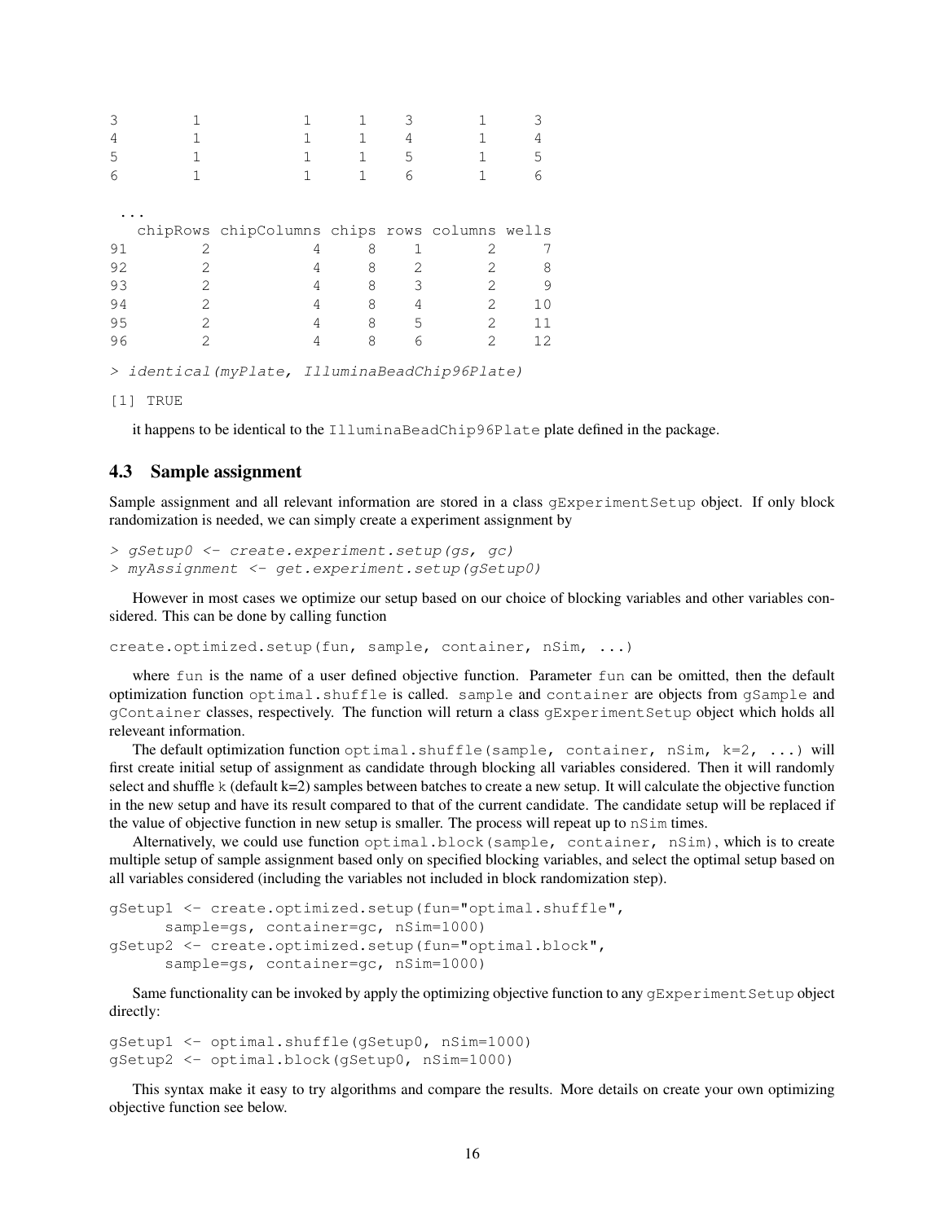```
3         1             1     1     3       1     3
4         1             1     1     4       1     4
5         1             1     1     5       1     5
6         1             1     1     6       1     6

 ...
   chipRows chipColumns chips rows columns wells
91        2           4     8    1       2     7
92        2           4     8    2       2     8
93        2           4     8    3       2     9
94        2           4     8    4       2    10
95        2           4     8    5       2    11
96        2           4     8    6       2    12
```

```
> identical(myPlate, IlluminaBeadChip96Plate)
```

```
[1] TRUE
```

it happens to be identical to the `IlluminaBeadChip96Plate` plate defined in the package.

### 4.3 Sample assignment

Sample assignment and all relevant information are stored in a class `gExperimentSetup` object. If only block randomization is needed, we can simply create a experiment assignment by

```
> gSetup0 <- create.experiment.setup(gs, gc)
> myAssignment <- get.experiment.setup(gSetup0)
```

However in most cases we optimize our setup based on our choice of blocking variables and other variables considered. This can be done by calling function

```
create.optimized.setup(fun, sample, container, nSim, ...)
```

where `fun` is the name of a user defined objective function. Parameter `fun` can be omitted, then the default optimization function `optimal.shuffle` is called. `sample` and `container` are objects from `gSample` and `gContainer` classes, respectively. The function will return a class `gExperimentSetup` object which holds all releveant information.

The default optimization function `optimal.shuffle(sample, container, nSim, k=2, ...)` will first create initial setup of assignment as candidate through blocking all variables considered. Then it will randomly select and shuffle `k` (default k=2) samples between batches to create a new setup. It will calculate the objective function in the new setup and have its result compared to that of the current candidate. The candidate setup will be replaced if the value of objective function in new setup is smaller. The process will repeat up to `nSim` times.

Alternatively, we could use function `optimal.block(sample, container, nSim)`, which is to create multiple setup of sample assignment based only on specified blocking variables, and select the optimal setup based on all variables considered (including the variables not included in block randomization step).

```
gSetup1 <- create.optimized.setup(fun="optimal.shuffle",
      sample=gs, container=gc, nSim=1000)
gSetup2 <- create.optimized.setup(fun="optimal.block",
      sample=gs, container=gc, nSim=1000)
```

Same functionality can be invoked by apply the optimizing objective function to any `gExperimentSetup` object directly:

```
gSetup1 <- optimal.shuffle(gSetup0, nSim=1000)
gSetup2 <- optimal.block(gSetup0, nSim=1000)
```

This syntax make it easy to try algorithms and compare the results. More details on create your own optimizing objective function see below.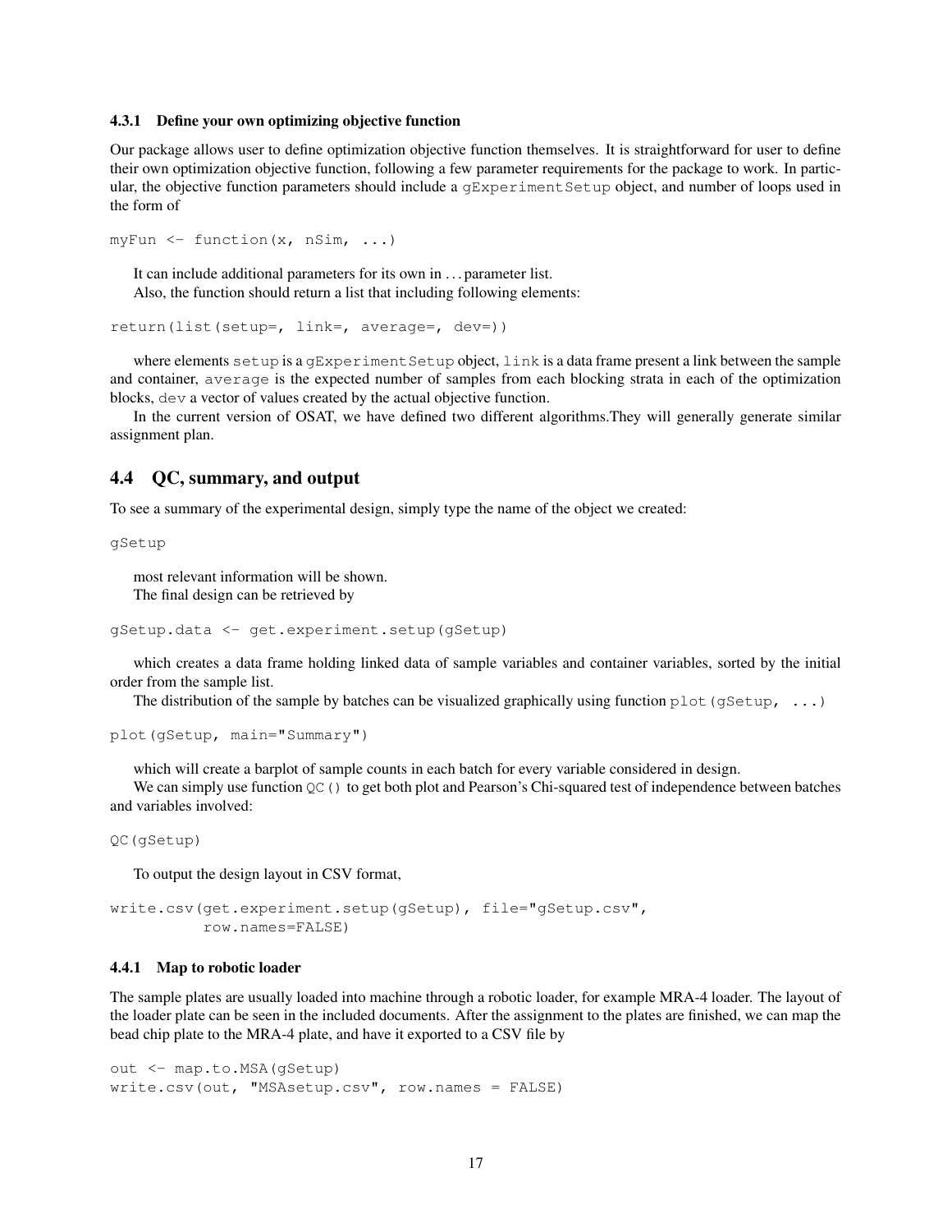#### 4.3.1 Define your own optimizing objective function

Our package allows user to define optimization objective function themselves. It is straightforward for user to define their own optimization objective function, following a few parameter requirements for the package to work. In particular, the objective function parameters should include a `gExperimentSetup` object, and number of loops used in the form of

```
myFun <- function(x, nSim, ...)
```

It can include additional parameters for its own in ... parameter list.

Also, the function should return a list that including following elements:

```
return(list(setup=, link=, average=, dev=))
```

where elements `setup` is a `gExperimentSetup` object, `link` is a data frame present a link between the sample and container, `average` is the expected number of samples from each blocking strata in each of the optimization blocks, `dev` a vector of values created by the actual objective function.

In the current version of OSAT, we have defined two different algorithms.They will generally generate similar assignment plan.

### 4.4 QC, summary, and output

To see a summary of the experimental design, simply type the name of the object we created:

```
gSetup
```

most relevant information will be shown.

The final design can be retrieved by

```
gSetup.data <- get.experiment.setup(gSetup)
```

which creates a data frame holding linked data of sample variables and container variables, sorted by the initial order from the sample list.

The distribution of the sample by batches can be visualized graphically using function `plot(gSetup, ...)`

```
plot(gSetup, main="Summary")
```

which will create a barplot of sample counts in each batch for every variable considered in design.

We can simply use function `QC()` to get both plot and Pearson's Chi-squared test of independence between batches and variables involved:

```
QC(gSetup)
```

To output the design layout in CSV format,

```
write.csv(get.experiment.setup(gSetup), file="gSetup.csv",
          row.names=FALSE)
```

#### 4.4.1 Map to robotic loader

The sample plates are usually loaded into machine through a robotic loader, for example MRA-4 loader. The layout of the loader plate can be seen in the included documents. After the assignment to the plates are finished, we can map the bead chip plate to the MRA-4 plate, and have it exported to a CSV file by

```
out <- map.to.MSA(gSetup)
write.csv(out, "MSAsetup.csv", row.names = FALSE)
```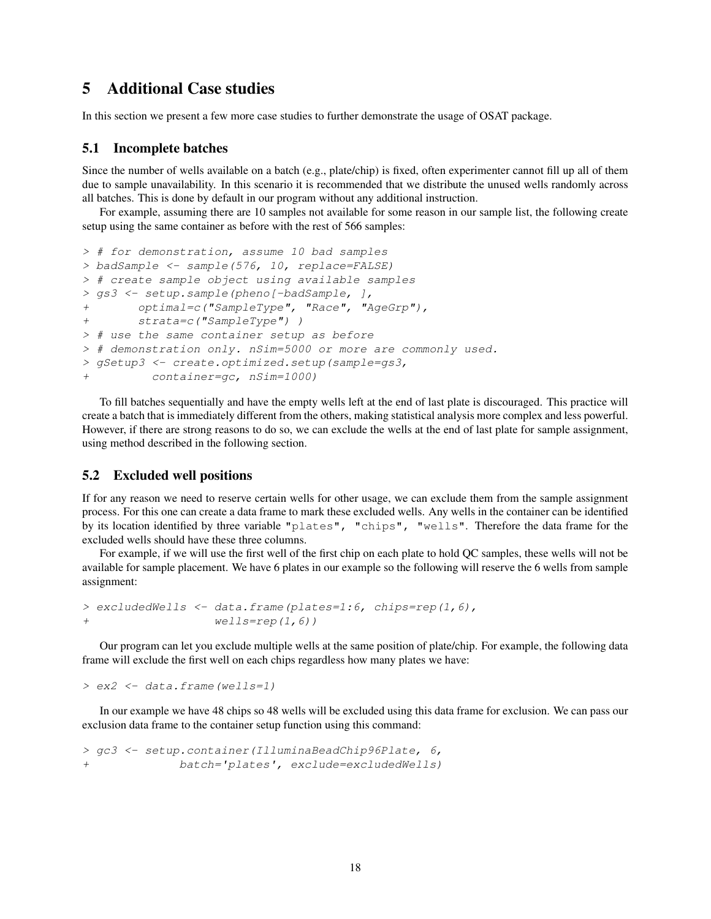# 5 Additional Case studies

In this section we present a few more case studies to further demonstrate the usage of OSAT package.

## 5.1 Incomplete batches

Since the number of wells available on a batch (e.g., plate/chip) is fixed, often experimenter cannot fill up all of them due to sample unavailability. In this scenario it is recommended that we distribute the unused wells randomly across all batches. This is done by default in our program without any additional instruction.

For example, assuming there are 10 samples not available for some reason in our sample list, the following create setup using the same container as before with the rest of 566 samples:

```
> # for demonstration, assume 10 bad samples
> badSample <- sample(576, 10, replace=FALSE)
> # create sample object using available samples
> gs3 <- setup.sample(pheno[-badSample, ],
+       optimal=c("SampleType", "Race", "AgeGrp"),
+       strata=c("SampleType") )
> # use the same container setup as before
> # demonstration only. nSim=5000 or more are commonly used.
> gSetup3 <- create.optimized.setup(sample=gs3,
+          container=gc, nSim=1000)
```

To fill batches sequentially and have the empty wells left at the end of last plate is discouraged. This practice will create a batch that is immediately different from the others, making statistical analysis more complex and less powerful. However, if there are strong reasons to do so, we can exclude the wells at the end of last plate for sample assignment, using method described in the following section.

## 5.2 Excluded well positions

If for any reason we need to reserve certain wells for other usage, we can exclude them from the sample assignment process. For this one can create a data frame to mark these excluded wells. Any wells in the container can be identified by its location identified by three variable "plates", "chips", "wells". Therefore the data frame for the excluded wells should have these three columns.

For example, if we will use the first well of the first chip on each plate to hold QC samples, these wells will not be available for sample placement. We have 6 plates in our example so the following will reserve the 6 wells from sample assignment:

```
> excludedWells <- data.frame(plates=1:6, chips=rep(1,6),
+                   wells=rep(1,6))
```

Our program can let you exclude multiple wells at the same position of plate/chip. For example, the following data frame will exclude the first well on each chips regardless how many plates we have:

```
> ex2 <- data.frame(wells=1)
```

In our example we have 48 chips so 48 wells will be excluded using this data frame for exclusion. We can pass our exclusion data frame to the container setup function using this command:

```
> gc3 <- setup.container(IlluminaBeadChip96Plate, 6,
+             batch='plates', exclude=excludedWells)
```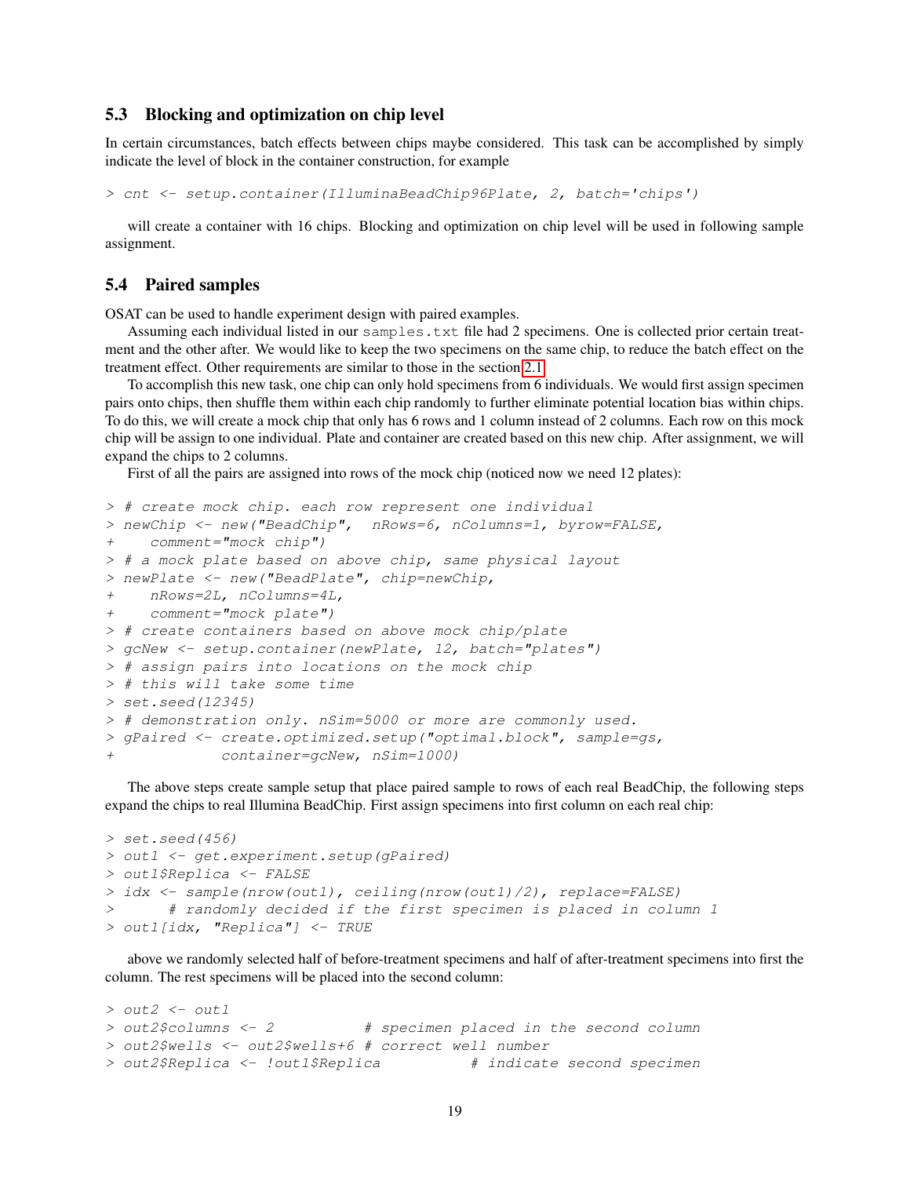### 5.3 Blocking and optimization on chip level

In certain circumstances, batch effects between chips maybe considered. This task can be accomplished by simply indicate the level of block in the container construction, for example

```
> cnt <- setup.container(IlluminaBeadChip96Plate, 2, batch='chips')
```

will create a container with 16 chips. Blocking and optimization on chip level will be used in following sample assignment.

### 5.4 Paired samples

OSAT can be used to handle experiment design with paired examples.

Assuming each individual listed in our samples.txt file had 2 specimens. One is collected prior certain treatment and the other after. We would like to keep the two specimens on the same chip, to reduce the batch effect on the treatment effect. Other requirements are similar to those in the section 2.1.

To accomplish this new task, one chip can only hold specimens from 6 individuals. We would first assign specimen pairs onto chips, then shuffle them within each chip randomly to further eliminate potential location bias within chips. To do this, we will create a mock chip that only has 6 rows and 1 column instead of 2 columns. Each row on this mock chip will be assign to one individual. Plate and container are created based on this new chip. After assignment, we will expand the chips to 2 columns.

First of all the pairs are assigned into rows of the mock chip (noticed now we need 12 plates):

```
> # create mock chip. each row represent one individual
> newChip <- new("BeadChip",  nRows=6, nColumns=1, byrow=FALSE,
+    comment="mock chip")
> # a mock plate based on above chip, same physical layout
> newPlate <- new("BeadPlate", chip=newChip,
+    nRows=2L, nColumns=4L,
+    comment="mock plate")
> # create containers based on above mock chip/plate
> gcNew <- setup.container(newPlate, 12, batch="plates")
> # assign pairs into locations on the mock chip
> # this will take some time
> set.seed(12345)
> # demonstration only. nSim=5000 or more are commonly used.
> gPaired <- create.optimized.setup("optimal.block", sample=gs,
+            container=gcNew, nSim=1000)
```

The above steps create sample setup that place paired sample to rows of each real BeadChip, the following steps expand the chips to real Illumina BeadChip. First assign specimens into first column on each real chip:

```
> set.seed(456)
> out1 <- get.experiment.setup(gPaired)
> out1$Replica <- FALSE
> idx <- sample(nrow(out1), ceiling(nrow(out1)/2), replace=FALSE)
>      # randomly decided if the first specimen is placed in column 1
> out1[idx, "Replica"] <- TRUE
```

above we randomly selected half of before-treatment specimens and half of after-treatment specimens into first the column. The rest specimens will be placed into the second column:

```
> out2 <- out1
> out2$columns <- 2          # specimen placed in the second column
> out2$wells <- out2$wells+6 # correct well number
> out2$Replica <- !out1$Replica          # indicate second specimen
```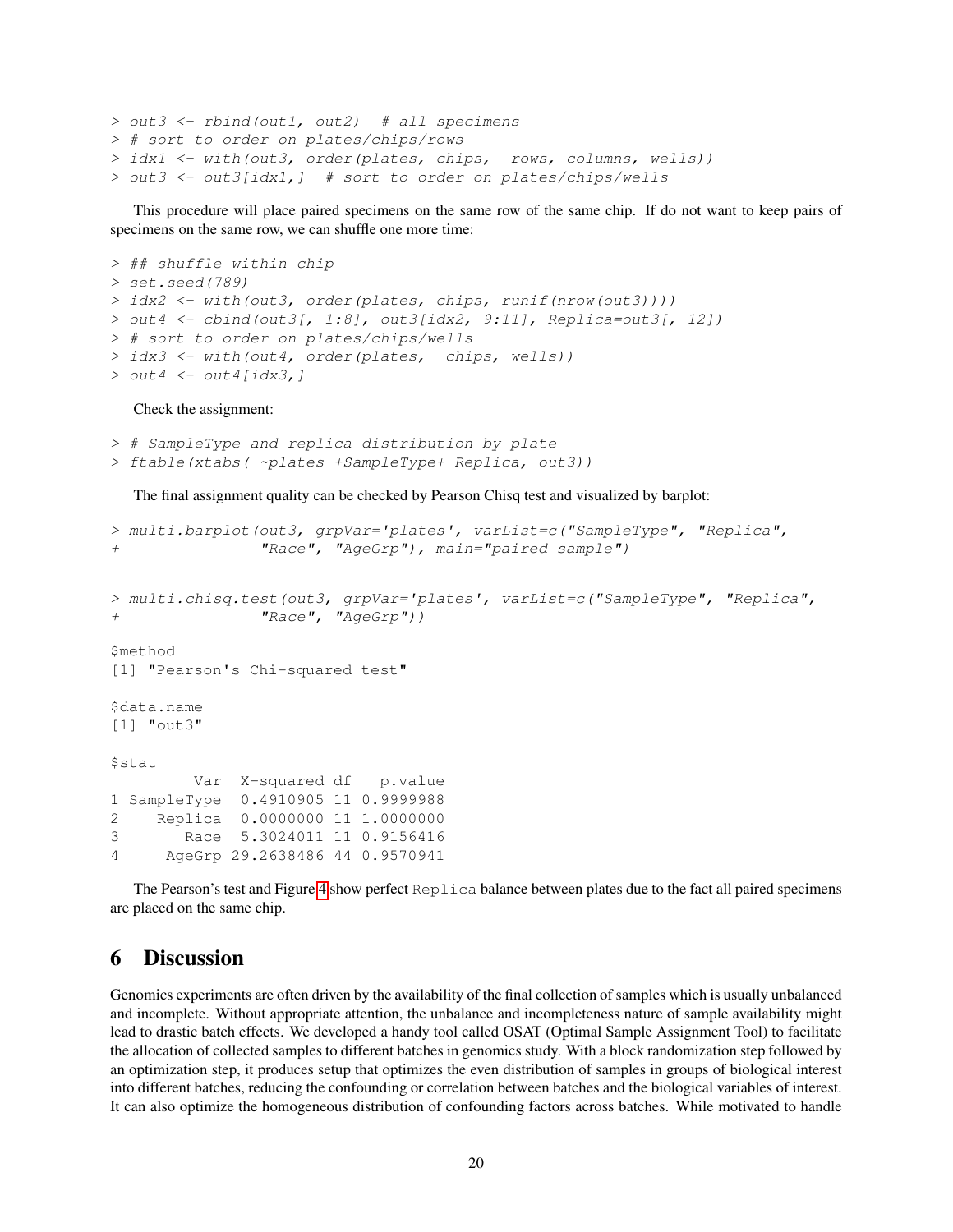```
> out3 <- rbind(out1, out2)  # all specimens
> # sort to order on plates/chips/rows
> idx1 <- with(out3, order(plates, chips,  rows, columns, wells))
> out3 <- out3[idx1,]  # sort to order on plates/chips/wells
```

This procedure will place paired specimens on the same row of the same chip. If do not want to keep pairs of specimens on the same row, we can shuffle one more time:

```
> ## shuffle within chip
> set.seed(789)
> idx2 <- with(out3, order(plates, chips, runif(nrow(out3))))
> out4 <- cbind(out3[, 1:8], out3[idx2, 9:11], Replica=out3[, 12])
> # sort to order on plates/chips/wells
> idx3 <- with(out4, order(plates,  chips, wells))
> out4 <- out4[idx3,]
```

Check the assignment:

```
> # SampleType and replica distribution by plate
> ftable(xtabs( ~plates +SampleType+ Replica, out3))
```

The final assignment quality can be checked by Pearson Chisq test and visualized by barplot:

```
> multi.barplot(out3, grpVar='plates', varList=c("SampleType", "Replica",
+                "Race", "AgeGrp"), main="paired sample")


> multi.chisq.test(out3, grpVar='plates', varList=c("SampleType", "Replica",
+                "Race", "AgeGrp"))

$method
[1] "Pearson's Chi-squared test"

$data.name
[1] "out3"

$stat
         Var  X-squared df   p.value
1 SampleType  0.4910905 11 0.9999988
2    Replica  0.0000000 11 1.0000000
3       Race  5.3024011 11 0.9156416
4     AgeGrp 29.2638486 44 0.9570941
```

The Pearson's test and Figure 4 show perfect `Replica` balance between plates due to the fact all paired specimens are placed on the same chip.

## 6 Discussion

Genomics experiments are often driven by the availability of the final collection of samples which is usually unbalanced and incomplete. Without appropriate attention, the unbalance and incompleteness nature of sample availability might lead to drastic batch effects. We developed a handy tool called OSAT (Optimal Sample Assignment Tool) to facilitate the allocation of collected samples to different batches in genomics study. With a block randomization step followed by an optimization step, it produces setup that optimizes the even distribution of samples in groups of biological interest into different batches, reducing the confounding or correlation between batches and the biological variables of interest. It can also optimize the homogeneous distribution of confounding factors across batches. While motivated to handle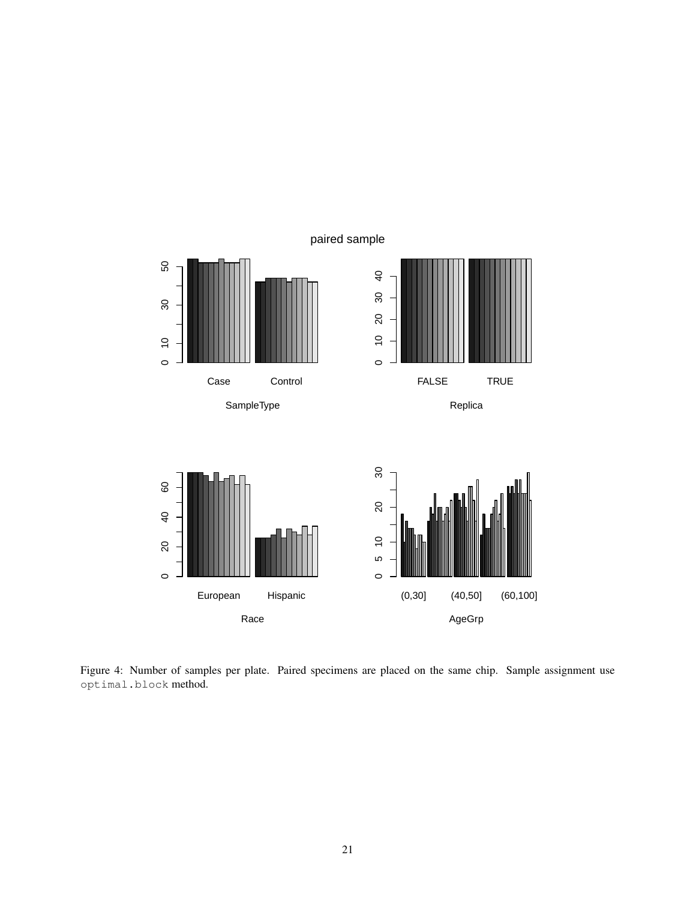Figure 4: Number of samples per plate. Paired specimens are placed on the same chip. Sample assignment use `optimal.block` method.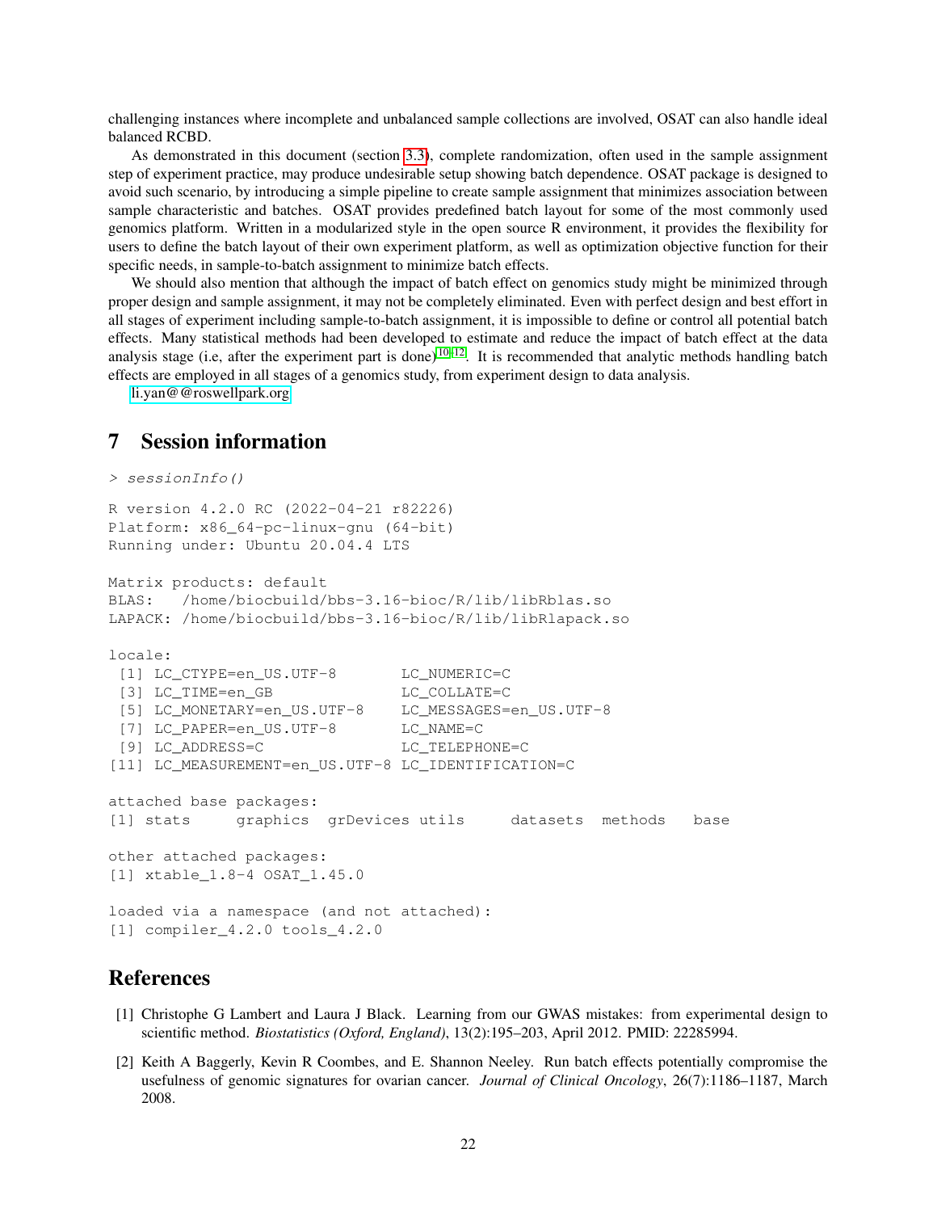challenging instances where incomplete and unbalanced sample collections are involved, OSAT can also handle ideal balanced RCBD.

As demonstrated in this document (section 3.3), complete randomization, often used in the sample assignment step of experiment practice, may produce undesirable setup showing batch dependence. OSAT package is designed to avoid such scenario, by introducing a simple pipeline to create sample assignment that minimizes association between sample characteristic and batches. OSAT provides predefined batch layout for some of the most commonly used genomics platform. Written in a modularized style in the open source R environment, it provides the flexibility for users to define the batch layout of their own experiment platform, as well as optimization objective function for their specific needs, in sample-to-batch assignment to minimize batch effects.

We should also mention that although the impact of batch effect on genomics study might be minimized through proper design and sample assignment, it may not be completely eliminated. Even with perfect design and best effort in all stages of experiment including sample-to-batch assignment, it is impossible to define or control all potential batch effects. Many statistical methods had been developed to estimate and reduce the impact of batch effect at the data analysis stage (i.e, after the experiment part is done)[10–12]. It is recommended that analytic methods handling batch effects are employed in all stages of a genomics study, from experiment design to data analysis.

li.yan@@roswellpark.org

## 7 Session information

```
> sessionInfo()

R version 4.2.0 RC (2022-04-21 r82226)
Platform: x86_64-pc-linux-gnu (64-bit)
Running under: Ubuntu 20.04.4 LTS

Matrix products: default
BLAS:   /home/biocbuild/bbs-3.16-bioc/R/lib/libRblas.so
LAPACK: /home/biocbuild/bbs-3.16-bioc/R/lib/libRlapack.so

locale:
 [1] LC_CTYPE=en_US.UTF-8       LC_NUMERIC=C
 [3] LC_TIME=en_GB              LC_COLLATE=C
 [5] LC_MONETARY=en_US.UTF-8    LC_MESSAGES=en_US.UTF-8
 [7] LC_PAPER=en_US.UTF-8       LC_NAME=C
 [9] LC_ADDRESS=C               LC_TELEPHONE=C
[11] LC_MEASUREMENT=en_US.UTF-8 LC_IDENTIFICATION=C

attached base packages:
[1] stats     graphics  grDevices utils     datasets  methods   base

other attached packages:
[1] xtable_1.8-4 OSAT_1.45.0

loaded via a namespace (and not attached):
[1] compiler_4.2.0 tools_4.2.0
```

## References

[1] Christophe G Lambert and Laura J Black. Learning from our GWAS mistakes: from experimental design to scientific method. *Biostatistics (Oxford, England)*, 13(2):195–203, April 2012. PMID: 22285994.

[2] Keith A Baggerly, Kevin R Coombes, and E. Shannon Neeley. Run batch effects potentially compromise the usefulness of genomic signatures for ovarian cancer. *Journal of Clinical Oncology*, 26(7):1186–1187, March 2008.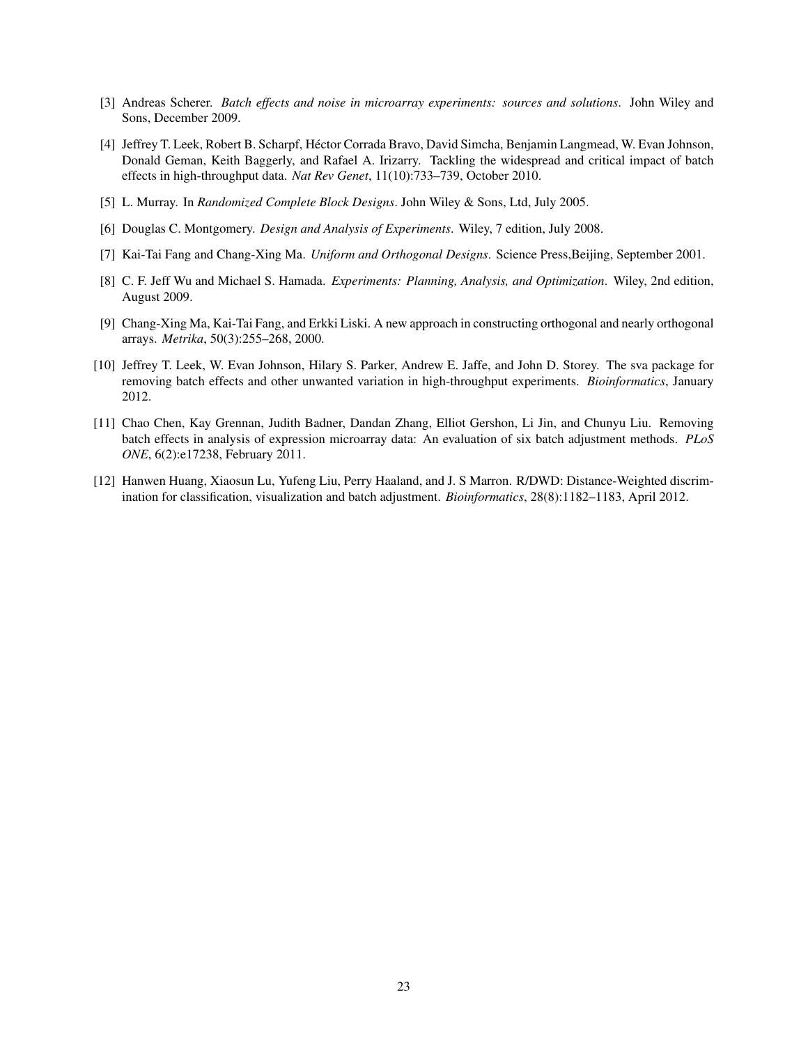[3] Andreas Scherer. *Batch effects and noise in microarray experiments: sources and solutions*. John Wiley and Sons, December 2009.

[4] Jeffrey T. Leek, Robert B. Scharpf, Héctor Corrada Bravo, David Simcha, Benjamin Langmead, W. Evan Johnson, Donald Geman, Keith Baggerly, and Rafael A. Irizarry. Tackling the widespread and critical impact of batch effects in high-throughput data. *Nat Rev Genet*, 11(10):733–739, October 2010.

[5] L. Murray. In *Randomized Complete Block Designs*. John Wiley & Sons, Ltd, July 2005.

[6] Douglas C. Montgomery. *Design and Analysis of Experiments*. Wiley, 7 edition, July 2008.

[7] Kai-Tai Fang and Chang-Xing Ma. *Uniform and Orthogonal Designs*. Science Press,Beijing, September 2001.

[8] C. F. Jeff Wu and Michael S. Hamada. *Experiments: Planning, Analysis, and Optimization*. Wiley, 2nd edition, August 2009.

[9] Chang-Xing Ma, Kai-Tai Fang, and Erkki Liski. A new approach in constructing orthogonal and nearly orthogonal arrays. *Metrika*, 50(3):255–268, 2000.

[10] Jeffrey T. Leek, W. Evan Johnson, Hilary S. Parker, Andrew E. Jaffe, and John D. Storey. The sva package for removing batch effects and other unwanted variation in high-throughput experiments. *Bioinformatics*, January 2012.

[11] Chao Chen, Kay Grennan, Judith Badner, Dandan Zhang, Elliot Gershon, Li Jin, and Chunyu Liu. Removing batch effects in analysis of expression microarray data: An evaluation of six batch adjustment methods. *PLoS ONE*, 6(2):e17238, February 2011.

[12] Hanwen Huang, Xiaosun Lu, Yufeng Liu, Perry Haaland, and J. S Marron. R/DWD: Distance-Weighted discrimination for classification, visualization and batch adjustment. *Bioinformatics*, 28(8):1182–1183, April 2012.